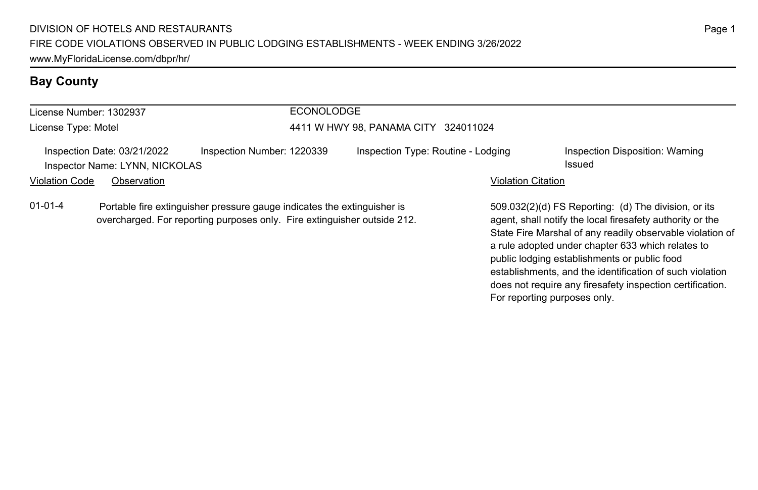DIVISION OF HOTELS AND RESTAURANTS
FIRE CODE VIOLATIONS OBSERVED IN PUBLIC LODGING ESTABLISHMENTS - WEEK ENDING 3/26/2022
www.MyFloridaLicense.com/dbpr/hr/

## Bay County

License Number: 1302937
License Type: Motel

ECONOLODGE
4411 W HWY 98, PANAMA CITY 324011024

Inspection Date: 03/21/2022
Inspection Number: 1220339
Inspection Type: Routine - Lodging
Inspection Disposition: Warning Issued
Inspector Name: LYNN, NICKOLAS

| Violation Code | Observation | Violation Citation |
|---|---|---|
| 01-01-4 | Portable fire extinguisher pressure gauge indicates the extinguisher is overcharged. For reporting purposes only. Fire extinguisher outside 212. | 509.032(2)(d) FS Reporting: (d) The division, or its agent, shall notify the local firesafety authority or the State Fire Marshal of any readily observable violation of a rule adopted under chapter 633 which relates to public lodging establishments or public food establishments, and the identification of such violation does not require any firesafety inspection certification. For reporting purposes only. |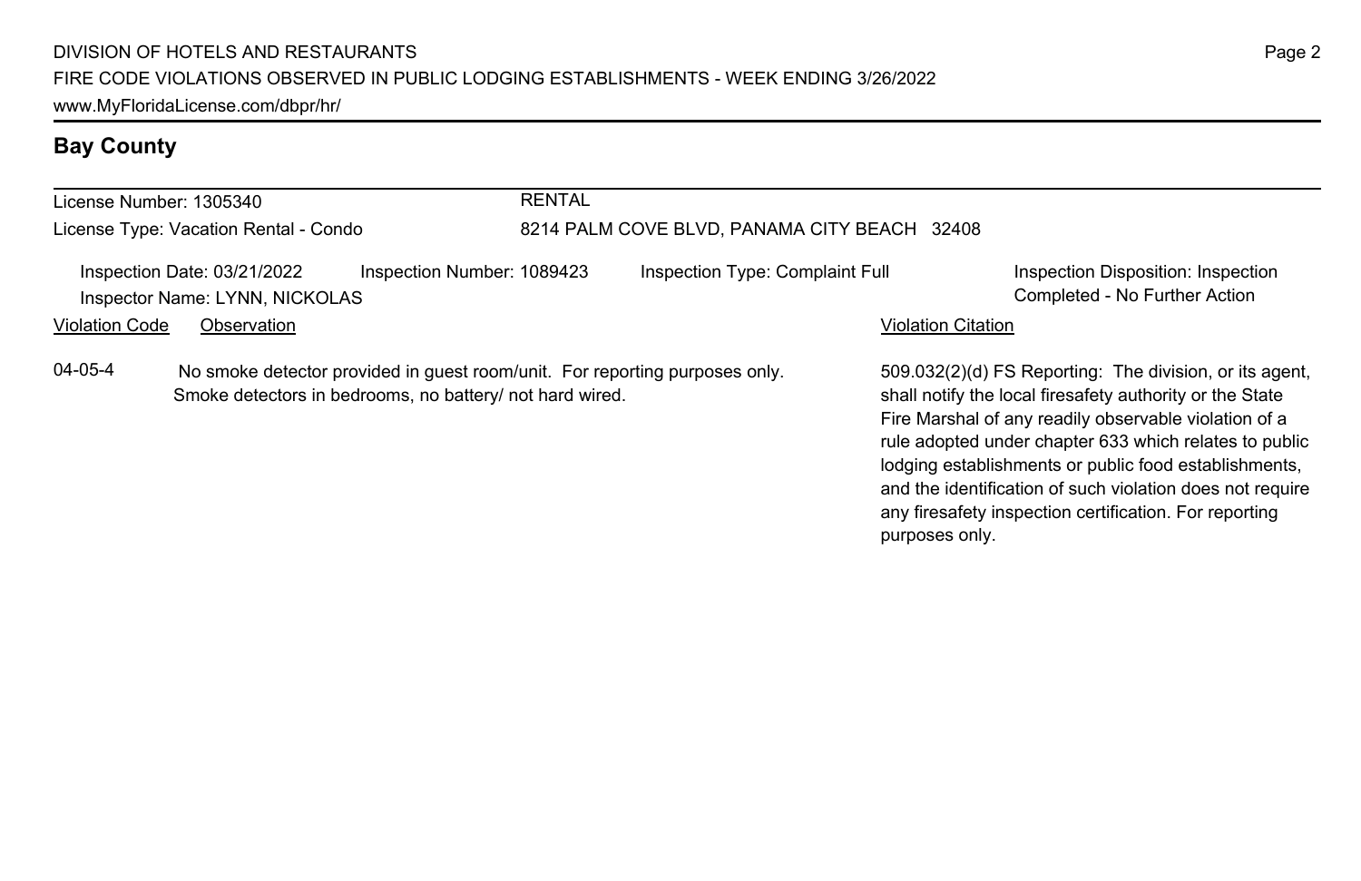## Bay County

License Number: 1305340

License Type: Vacation Rental - Condo

RENTAL

8214 PALM COVE BLVD, PANAMA CITY BEACH 32408

Inspection Date: 03/21/2022 | Inspection Number: 1089423 | Inspection Type: Complaint Full | Inspection Disposition: Inspection Completed - No Further Action

Inspector Name: LYNN, NICKOLAS

| Violation Code | Observation | Violation Citation |
|---|---|---|
| 04-05-4 | No smoke detector provided in guest room/unit. For reporting purposes only. Smoke detectors in bedrooms, no battery/ not hard wired. | 509.032(2)(d) FS Reporting: The division, or its agent, shall notify the local firesafety authority or the State Fire Marshal of any readily observable violation of a rule adopted under chapter 633 which relates to public lodging establishments or public food establishments, and the identification of such violation does not require any firesafety inspection certification. For reporting purposes only. |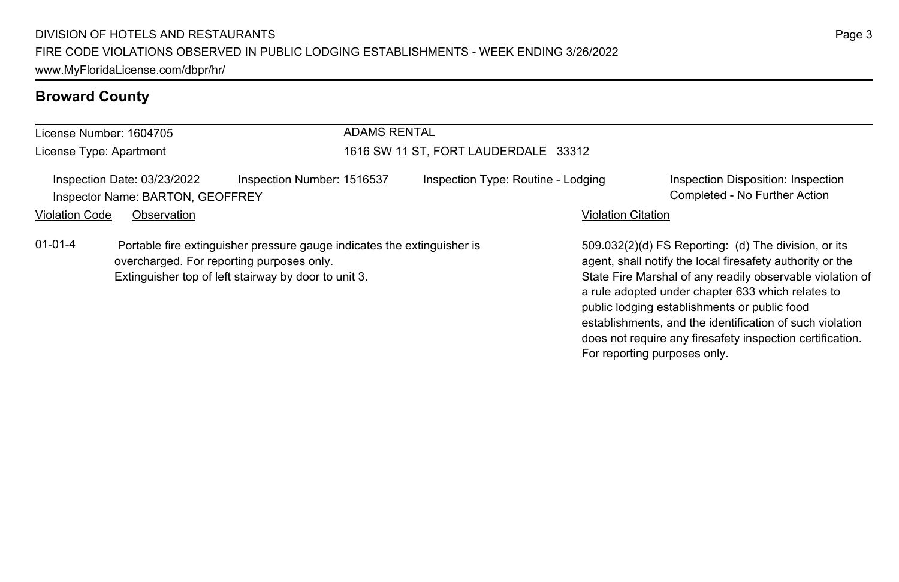## Broward County

License Number: 1604705 | ADAMS RENTAL

License Type: Apartment | 1616 SW 11 ST, FORT LAUDERDALE 33312

Inspection Date: 03/23/2022 | Inspection Number: 1516537 | Inspection Type: Routine - Lodging | Inspection Disposition: Inspection Completed - No Further Action

Inspector Name: BARTON, GEOFFREY

| Violation Code | Observation | Violation Citation |
|---|---|---|
| 01-01-4 | Portable fire extinguisher pressure gauge indicates the extinguisher is overcharged. For reporting purposes only. Extinguisher top of left stairway by door to unit 3. | 509.032(2)(d) FS Reporting: (d) The division, or its agent, shall notify the local firesafety authority or the State Fire Marshal of any readily observable violation of a rule adopted under chapter 633 which relates to public lodging establishments or public food establishments, and the identification of such violation does not require any firesafety inspection certification. For reporting purposes only. |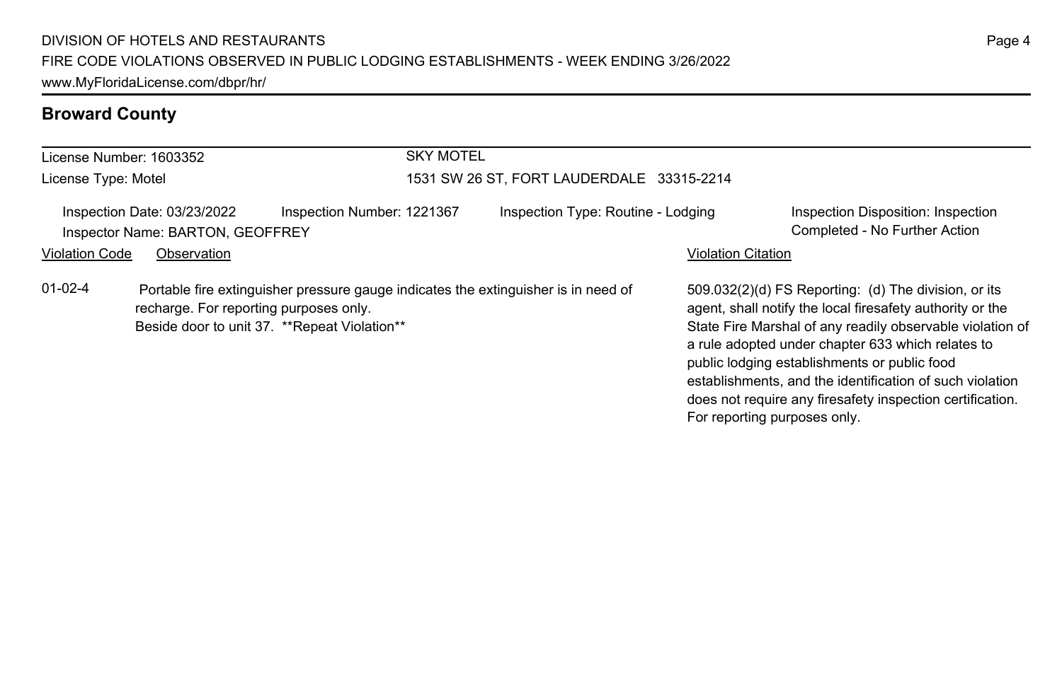## Broward County

| License Number: 1603352 | SKY MOTEL |
|---|---|
| License Type: Motel | 1531 SW 26 ST, FORT LAUDERDALE 33315-2214 |

Inspection Date: 03/23/2022 | Inspection Number: 1221367 | Inspection Type: Routine - Lodging | Inspection Disposition: Inspection Completed - No Further Action

Inspector Name: BARTON, GEOFFREY

| Violation Code | Observation | Violation Citation |
|---|---|---|
| 01-02-4 | Portable fire extinguisher pressure gauge indicates the extinguisher is in need of recharge. For reporting purposes only. Beside door to unit 37. **Repeat Violation** | 509.032(2)(d) FS Reporting: (d) The division, or its agent, shall notify the local firesafety authority or the State Fire Marshal of any readily observable violation of a rule adopted under chapter 633 which relates to public lodging establishments or public food establishments, and the identification of such violation does not require any firesafety inspection certification. For reporting purposes only. |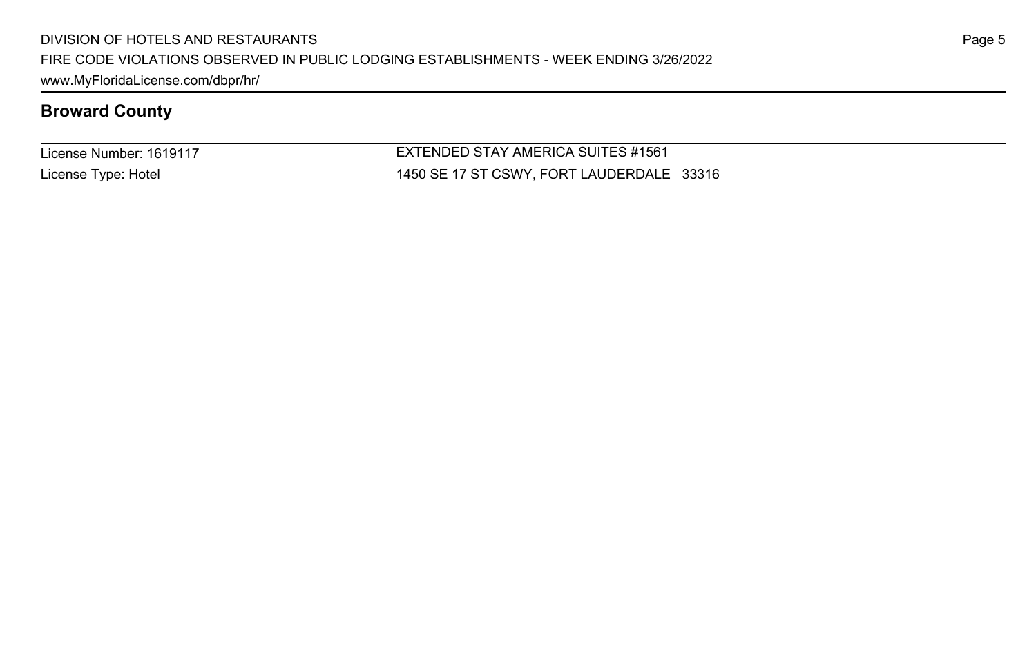## Broward County

License Number: 1619117

License Type: Hotel

EXTENDED STAY AMERICA SUITES #1561

1450 SE 17 ST CSWY, FORT LAUDERDALE 33316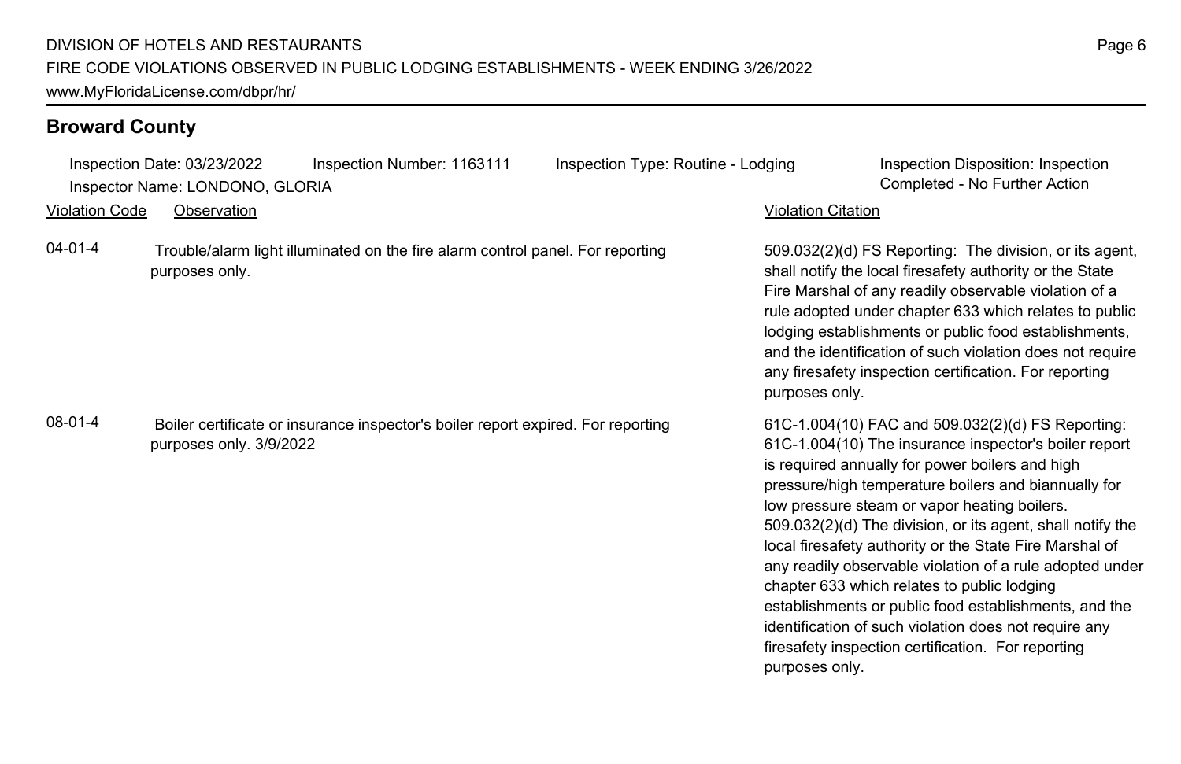## Broward County

Inspection Date: 03/23/2022 | Inspection Number: 1163111 | Inspection Type: Routine - Lodging | Inspection Disposition: Inspection Completed - No Further Action

Inspector Name: LONDONO, GLORIA

| Violation Code | Observation | Violation Citation |
| --- | --- | --- |
| 04-01-4 | Trouble/alarm light illuminated on the fire alarm control panel. For reporting purposes only. | 509.032(2)(d) FS Reporting: The division, or its agent, shall notify the local firesafety authority or the State Fire Marshal of any readily observable violation of a rule adopted under chapter 633 which relates to public lodging establishments or public food establishments, and the identification of such violation does not require any firesafety inspection certification. For reporting purposes only. |
| 08-01-4 | Boiler certificate or insurance inspector's boiler report expired. For reporting purposes only. 3/9/2022 | 61C-1.004(10) FAC and 509.032(2)(d) FS Reporting: 61C-1.004(10) The insurance inspector's boiler report is required annually for power boilers and high pressure/high temperature boilers and biannually for low pressure steam or vapor heating boilers. 509.032(2)(d) The division, or its agent, shall notify the local firesafety authority or the State Fire Marshal of any readily observable violation of a rule adopted under chapter 633 which relates to public lodging establishments or public food establishments, and the identification of such violation does not require any firesafety inspection certification. For reporting purposes only. |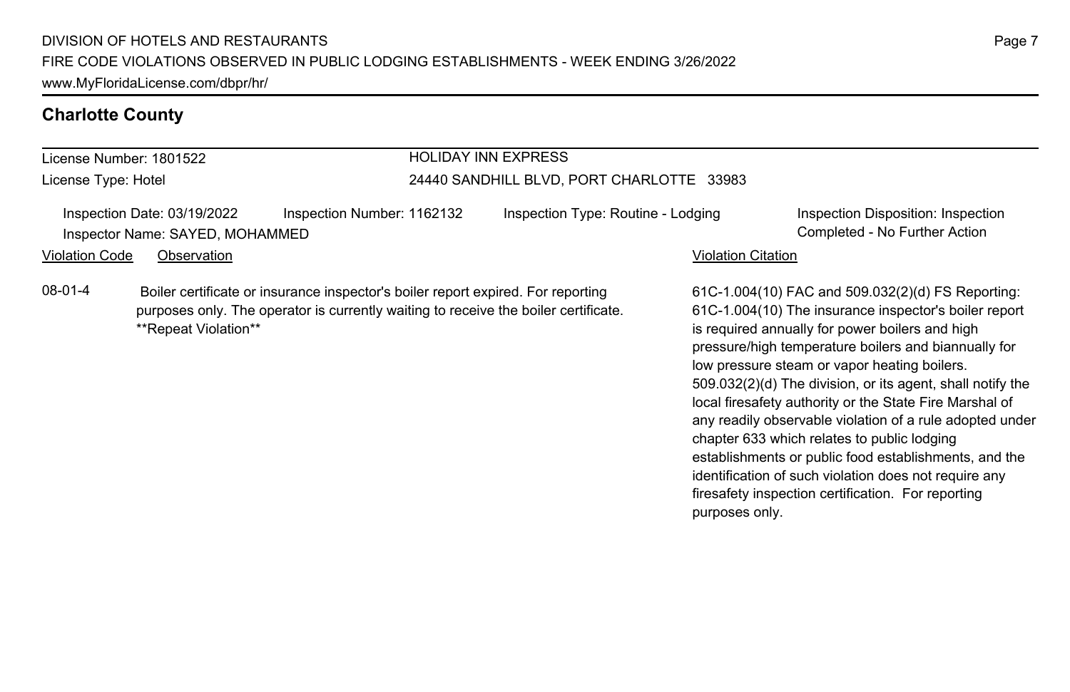## Charlotte County

License Number: 1801522
License Type: Hotel

HOLIDAY INN EXPRESS
24440 SANDHILL BLVD, PORT CHARLOTTE 33983

Inspection Date: 03/19/2022
Inspector Name: SAYED, MOHAMMED
Inspection Number: 1162132
Inspection Type: Routine - Lodging
Inspection Disposition: Inspection Completed - No Further Action

| Violation Code | Observation | Violation Citation |
|---|---|---|
| 08-01-4 | Boiler certificate or insurance inspector's boiler report expired. For reporting purposes only. The operator is currently waiting to receive the boiler certificate. **Repeat Violation** | 61C-1.004(10) FAC and 509.032(2)(d) FS Reporting: 61C-1.004(10) The insurance inspector's boiler report is required annually for power boilers and high pressure/high temperature boilers and biannually for low pressure steam or vapor heating boilers. 509.032(2)(d) The division, or its agent, shall notify the local firesafety authority or the State Fire Marshal of any readily observable violation of a rule adopted under chapter 633 which relates to public lodging establishments or public food establishments, and the identification of such violation does not require any firesafety inspection certification. For reporting purposes only. |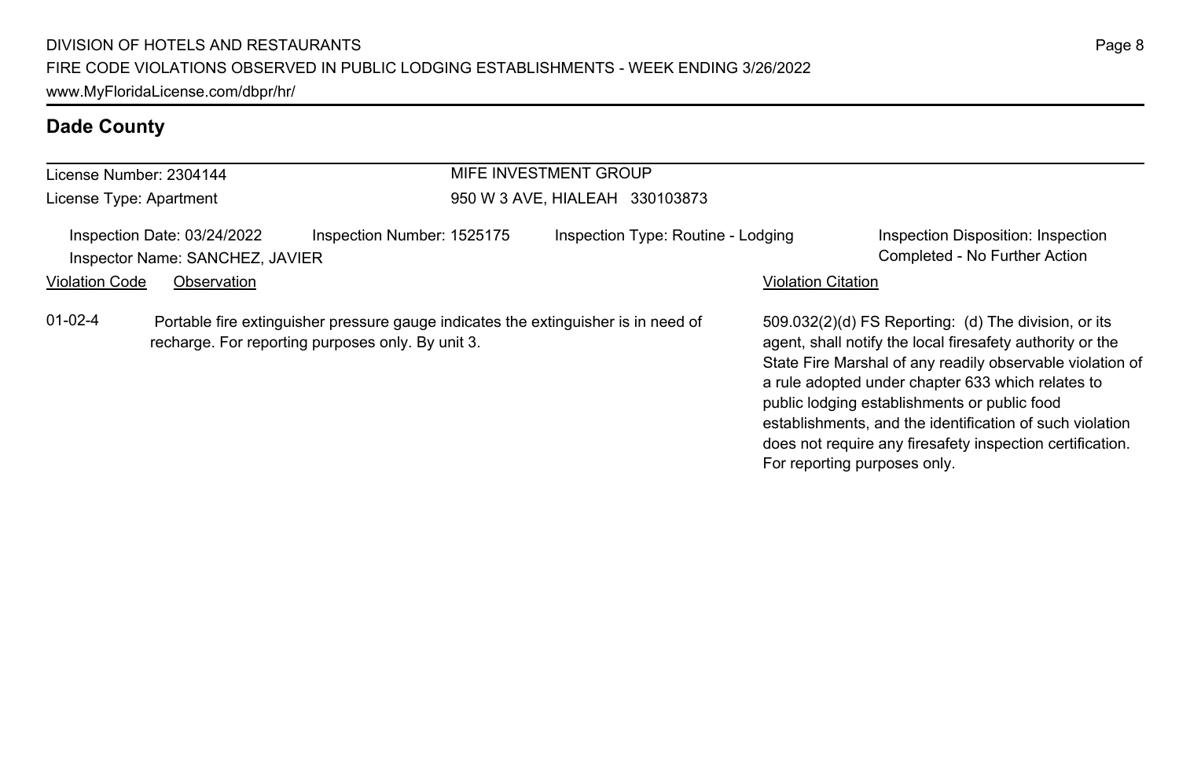## Dade County

License Number: 2304144
License Type: Apartment

MIFE INVESTMENT GROUP
950 W 3 AVE, HIALEAH 330103873

Inspection Date: 03/24/2022
Inspector Name: SANCHEZ, JAVIER
Inspection Number: 1525175
Inspection Type: Routine - Lodging
Inspection Disposition: Inspection Completed - No Further Action

| Violation Code | Observation | Violation Citation |
| --- | --- | --- |
| 01-02-4 | Portable fire extinguisher pressure gauge indicates the extinguisher is in need of recharge. For reporting purposes only. By unit 3. | 509.032(2)(d) FS Reporting: (d) The division, or its agent, shall notify the local firesafety authority or the State Fire Marshal of any readily observable violation of a rule adopted under chapter 633 which relates to public lodging establishments or public food establishments, and the identification of such violation does not require any firesafety inspection certification. For reporting purposes only. |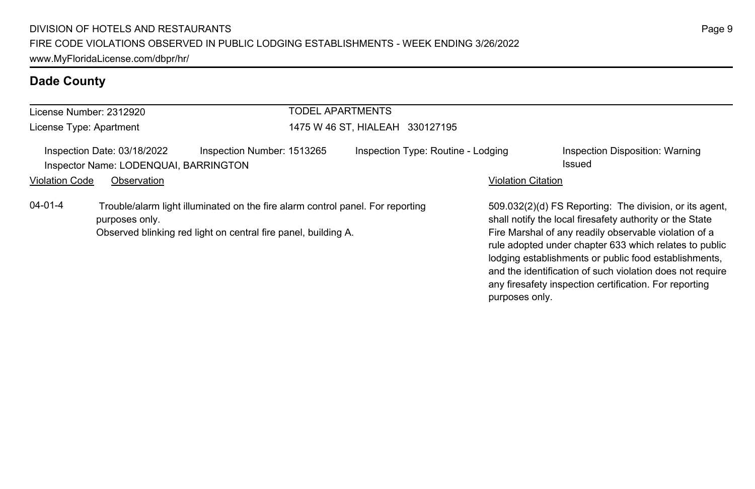## Dade County

License Number: 2312920
License Type: Apartment

**TODEL APARTMENTS**
1475 W 46 ST, HIALEAH 330127195

Inspection Date: 03/18/2022 | Inspection Number: 1513265 | Inspection Type: Routine - Lodging | Inspection Disposition: Warning Issued

Inspector Name: LODENQUAI, BARRINGTON

| Violation Code | Observation | Violation Citation |
| --- | --- | --- |
| 04-01-4 | Trouble/alarm light illuminated on the fire alarm control panel. For reporting purposes only. Observed blinking red light on central fire panel, building A. | 509.032(2)(d) FS Reporting: The division, or its agent, shall notify the local firesafety authority or the State Fire Marshal of any readily observable violation of a rule adopted under chapter 633 which relates to public lodging establishments or public food establishments, and the identification of such violation does not require any firesafety inspection certification. For reporting purposes only. |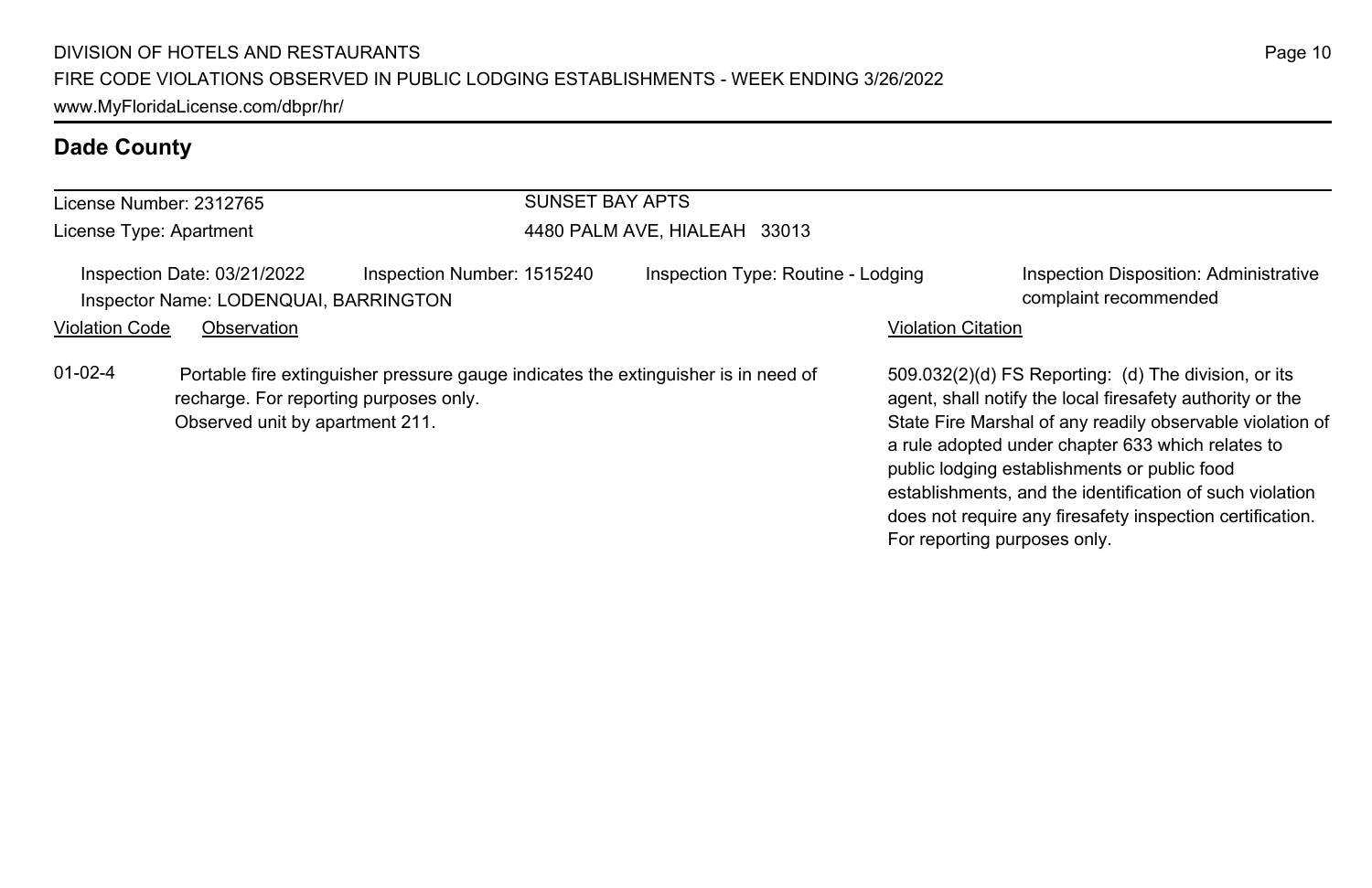## Dade County

| License Number: 2312765 | SUNSET BAY APTS |
| --- | --- |
| License Type: Apartment | 4480 PALM AVE, HIALEAH 33013 |

Inspection Date: 03/21/2022 | Inspection Number: 1515240 | Inspection Type: Routine - Lodging | Inspection Disposition: Administrative complaint recommended

Inspector Name: LODENQUAI, BARRINGTON

| Violation Code | Observation | Violation Citation |
| --- | --- | --- |
| 01-02-4 | Portable fire extinguisher pressure gauge indicates the extinguisher is in need of recharge. For reporting purposes only. Observed unit by apartment 211. | 509.032(2)(d) FS Reporting: (d) The division, or its agent, shall notify the local firesafety authority or the State Fire Marshal of any readily observable violation of a rule adopted under chapter 633 which relates to public lodging establishments or public food establishments, and the identification of such violation does not require any firesafety inspection certification. For reporting purposes only. |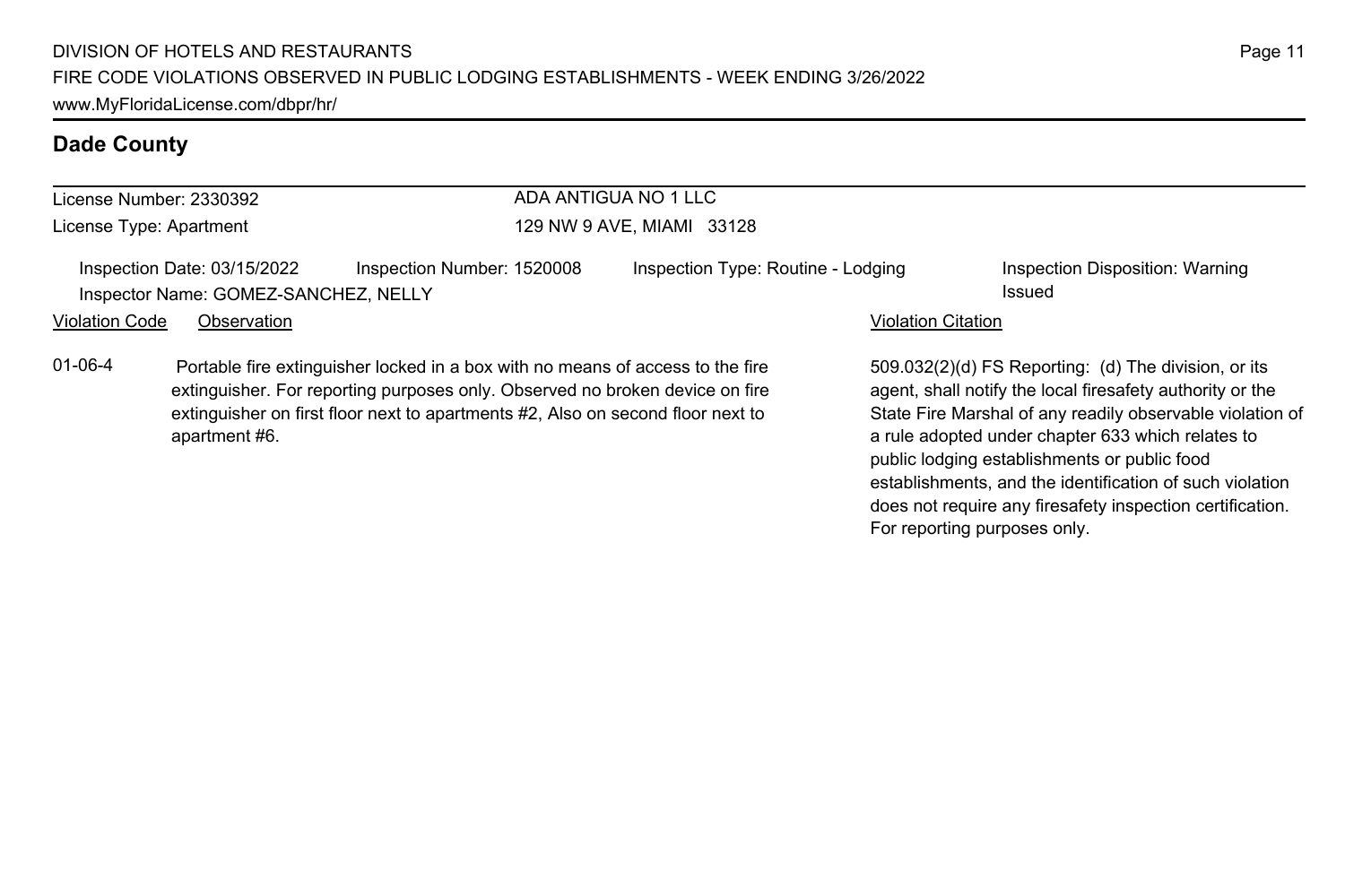## Dade County

License Number: 2330392
License Type: Apartment

ADA ANTIGUA NO 1 LLC
129 NW 9 AVE, MIAMI 33128

Inspection Date: 03/15/2022 | Inspection Number: 1520008 | Inspection Type: Routine - Lodging | Inspection Disposition: Warning Issued
Inspector Name: GOMEZ-SANCHEZ, NELLY

| Violation Code | Observation | Violation Citation |
| --- | --- | --- |
| 01-06-4 | Portable fire extinguisher locked in a box with no means of access to the fire extinguisher. For reporting purposes only. Observed no broken device on fire extinguisher on first floor next to apartments #2, Also on second floor next to apartment #6. | 509.032(2)(d) FS Reporting: (d) The division, or its agent, shall notify the local firesafety authority or the State Fire Marshal of any readily observable violation of a rule adopted under chapter 633 which relates to public lodging establishments or public food establishments, and the identification of such violation does not require any firesafety inspection certification. For reporting purposes only. |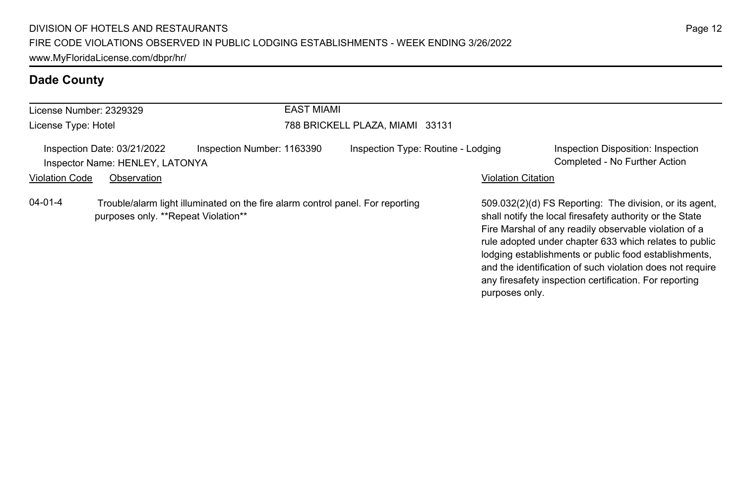## Dade County

License Number: 2329329
License Type: Hotel

**EAST MIAMI**
788 BRICKELL PLAZA, MIAMI 33131

Inspection Date: 03/21/2022
Inspector Name: HENLEY, LATONYA
Inspection Number: 1163390
Inspection Type: Routine - Lodging
Inspection Disposition: Inspection Completed - No Further Action

| Violation Code | Observation | Violation Citation |
| --- | --- | --- |
| 04-01-4 | Trouble/alarm light illuminated on the fire alarm control panel. For reporting purposes only. **Repeat Violation** | 509.032(2)(d) FS Reporting: The division, or its agent, shall notify the local firesafety authority or the State Fire Marshal of any readily observable violation of a rule adopted under chapter 633 which relates to public lodging establishments or public food establishments, and the identification of such violation does not require any firesafety inspection certification. For reporting purposes only. |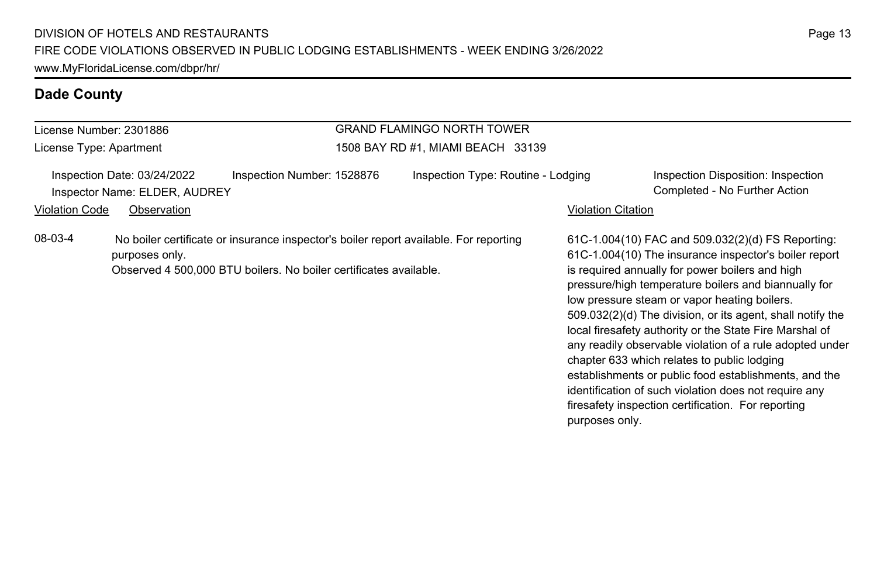## Dade County

License Number: 2301886
License Type: Apartment

GRAND FLAMINGO NORTH TOWER
1508 BAY RD #1, MIAMI BEACH 33139

Inspection Date: 03/24/2022
Inspector Name: ELDER, AUDREY
Inspection Number: 1528876
Inspection Type: Routine - Lodging
Inspection Disposition: Inspection Completed - No Further Action

| Violation Code | Observation | Violation Citation |
|---|---|---|
| 08-03-4 | No boiler certificate or insurance inspector's boiler report available. For reporting purposes only. Observed 4 500,000 BTU boilers. No boiler certificates available. | 61C-1.004(10) FAC and 509.032(2)(d) FS Reporting: 61C-1.004(10) The insurance inspector's boiler report is required annually for power boilers and high pressure/high temperature boilers and biannually for low pressure steam or vapor heating boilers. 509.032(2)(d) The division, or its agent, shall notify the local firesafety authority or the State Fire Marshal of any readily observable violation of a rule adopted under chapter 633 which relates to public lodging establishments or public food establishments, and the identification of such violation does not require any firesafety inspection certification. For reporting purposes only. |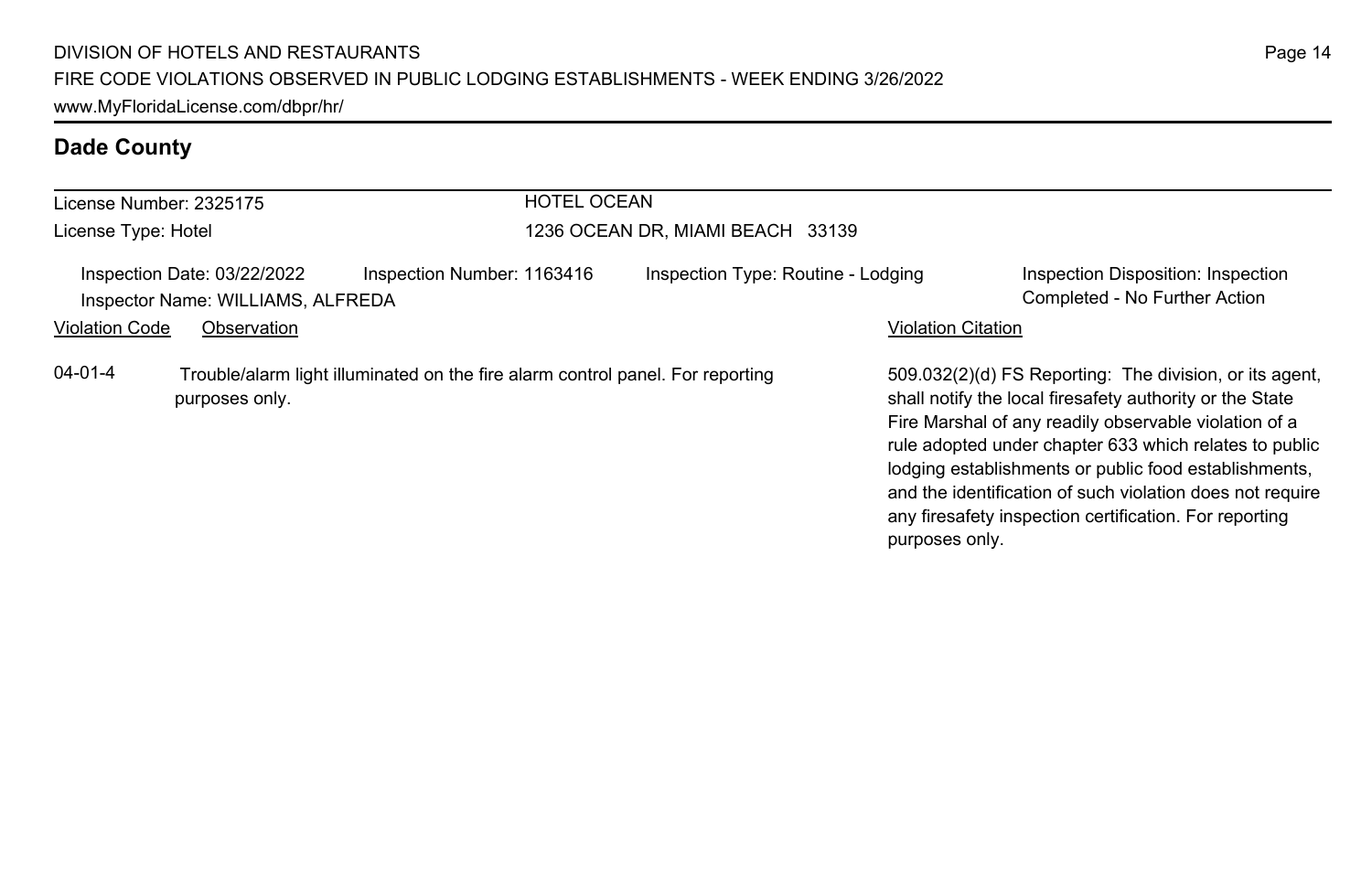## Dade County

License Number: 2325175
License Type: Hotel

**HOTEL OCEAN**
1236 OCEAN DR, MIAMI BEACH 33139

Inspection Date: 03/22/2022
Inspector Name: WILLIAMS, ALFREDA
Inspection Number: 1163416
Inspection Type: Routine - Lodging
Inspection Disposition: Inspection Completed - No Further Action

| Violation Code | Observation | Violation Citation |
| --- | --- | --- |
| 04-01-4 | Trouble/alarm light illuminated on the fire alarm control panel. For reporting purposes only. | 509.032(2)(d) FS Reporting: The division, or its agent, shall notify the local firesafety authority or the State Fire Marshal of any readily observable violation of a rule adopted under chapter 633 which relates to public lodging establishments or public food establishments, and the identification of such violation does not require any firesafety inspection certification. For reporting purposes only. |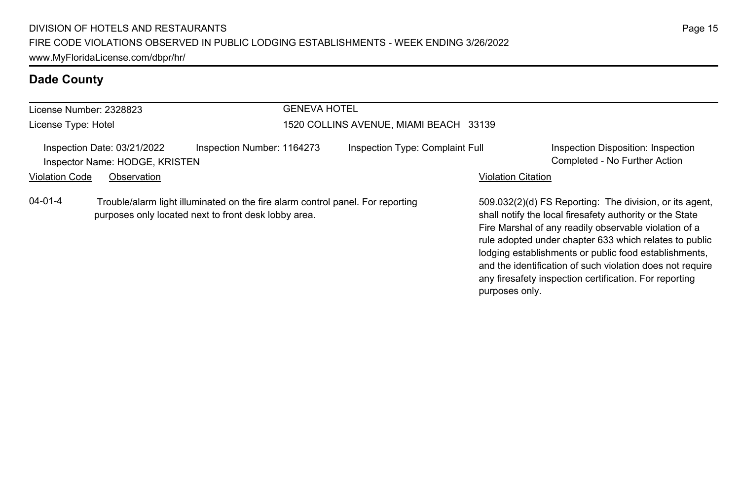## Dade County

License Number: 2328823

License Type: Hotel

GENEVA HOTEL

1520 COLLINS AVENUE, MIAMI BEACH 33139

Inspection Date: 03/21/2022 | Inspection Number: 1164273 | Inspection Type: Complaint Full | Inspection Disposition: Inspection Completed - No Further Action

Inspector Name: HODGE, KRISTEN

| Violation Code | Observation | Violation Citation |
|---|---|---|
| 04-01-4 | Trouble/alarm light illuminated on the fire alarm control panel. For reporting purposes only located next to front desk lobby area. | 509.032(2)(d) FS Reporting: The division, or its agent, shall notify the local firesafety authority or the State Fire Marshal of any readily observable violation of a rule adopted under chapter 633 which relates to public lodging establishments or public food establishments, and the identification of such violation does not require any firesafety inspection certification. For reporting purposes only. |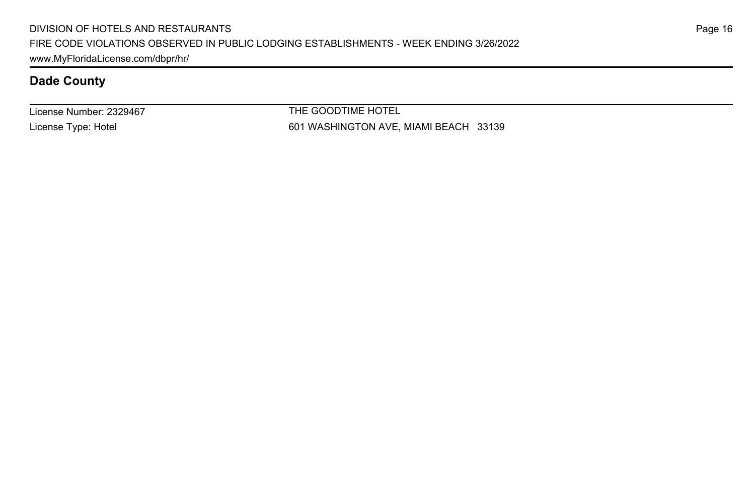## Dade County

License Number: 2329467

License Type: Hotel

THE GOODTIME HOTEL

601 WASHINGTON AVE, MIAMI BEACH 33139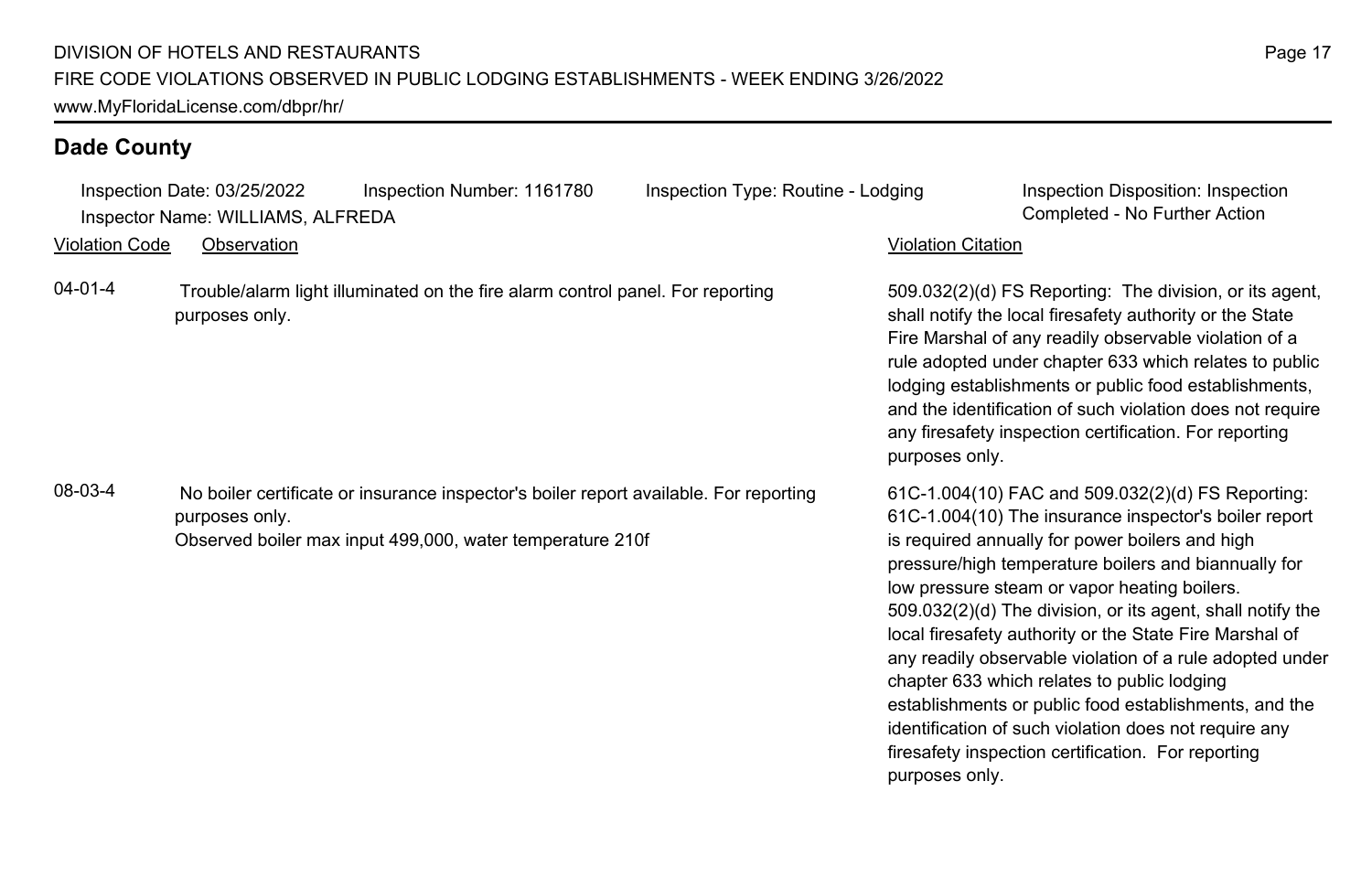## Dade County

Inspection Date: 03/25/2022 | Inspection Number: 1161780 | Inspection Type: Routine - Lodging | Inspection Disposition: Inspection Completed - No Further Action

Inspector Name: WILLIAMS, ALFREDA

| Violation Code | Observation | Violation Citation |
| --- | --- | --- |
| 04-01-4 | Trouble/alarm light illuminated on the fire alarm control panel. For reporting purposes only. | 509.032(2)(d) FS Reporting: The division, or its agent, shall notify the local firesafety authority or the State Fire Marshal of any readily observable violation of a rule adopted under chapter 633 which relates to public lodging establishments or public food establishments, and the identification of such violation does not require any firesafety inspection certification. For reporting purposes only. |
| 08-03-4 | No boiler certificate or insurance inspector's boiler report available. For reporting purposes only.<br>Observed boiler max input 499,000, water temperature 210f | 61C-1.004(10) FAC and 509.032(2)(d) FS Reporting: 61C-1.004(10) The insurance inspector's boiler report is required annually for power boilers and high pressure/high temperature boilers and biannually for low pressure steam or vapor heating boilers. 509.032(2)(d) The division, or its agent, shall notify the local firesafety authority or the State Fire Marshal of any readily observable violation of a rule adopted under chapter 633 which relates to public lodging establishments or public food establishments, and the identification of such violation does not require any firesafety inspection certification. For reporting purposes only. |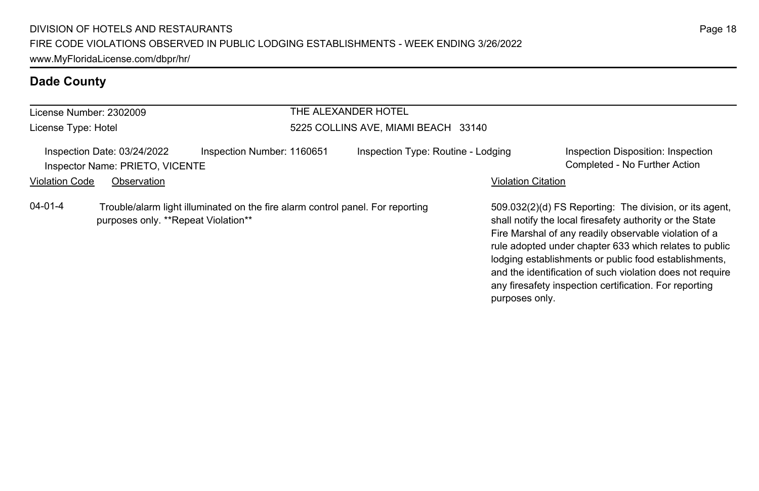## Dade County

License Number: 2302009
License Type: Hotel

THE ALEXANDER HOTEL
5225 COLLINS AVE, MIAMI BEACH 33140

Inspection Date: 03/24/2022
Inspector Name: PRIETO, VICENTE
Inspection Number: 1160651
Inspection Type: Routine - Lodging
Inspection Disposition: Inspection Completed - No Further Action

| Violation Code | Observation | Violation Citation |
| --- | --- | --- |
| 04-01-4 | Trouble/alarm light illuminated on the fire alarm control panel. For reporting purposes only. **Repeat Violation** | 509.032(2)(d) FS Reporting: The division, or its agent, shall notify the local firesafety authority or the State Fire Marshal of any readily observable violation of a rule adopted under chapter 633 which relates to public lodging establishments or public food establishments, and the identification of such violation does not require any firesafety inspection certification. For reporting purposes only. |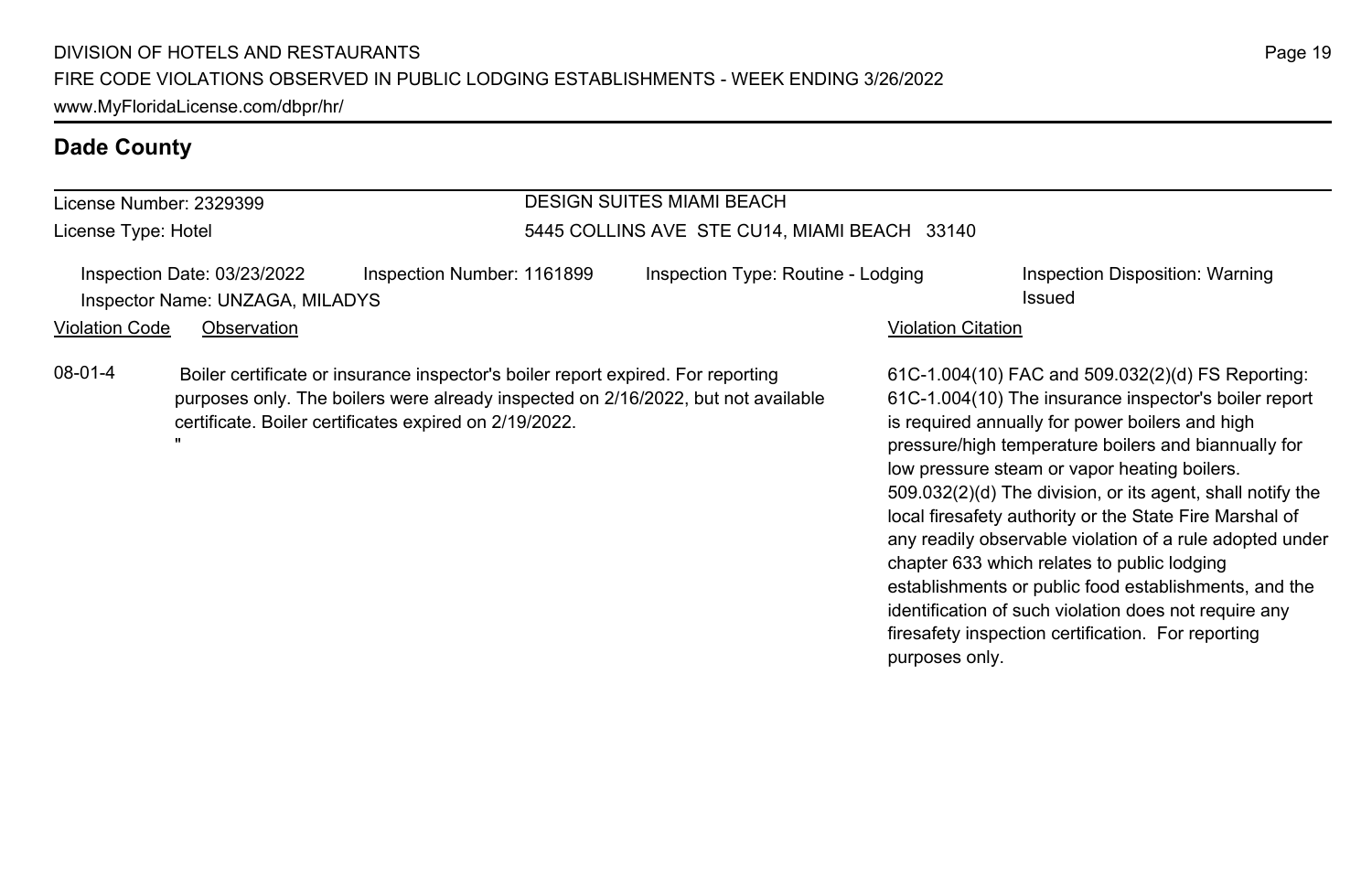## Dade County

| License Number: 2329399 | DESIGN SUITES MIAMI BEACH |
| --- | --- |
| License Type: Hotel | 5445 COLLINS AVE STE CU14, MIAMI BEACH 33140 |

Inspection Date: 03/23/2022 | Inspection Number: 1161899 | Inspection Type: Routine - Lodging | Inspection Disposition: Warning Issued

Inspector Name: UNZAGA, MILADYS

| Violation Code | Observation | Violation Citation |
| --- | --- | --- |
| 08-01-4 | Boiler certificate or insurance inspector's boiler report expired. For reporting purposes only. The boilers were already inspected on 2/16/2022, but not available certificate. Boiler certificates expired on 2/19/2022. " | 61C-1.004(10) FAC and 509.032(2)(d) FS Reporting: 61C-1.004(10) The insurance inspector's boiler report is required annually for power boilers and high pressure/high temperature boilers and biannually for low pressure steam or vapor heating boilers. 509.032(2)(d) The division, or its agent, shall notify the local firesafety authority or the State Fire Marshal of any readily observable violation of a rule adopted under chapter 633 which relates to public lodging establishments or public food establishments, and the identification of such violation does not require any firesafety inspection certification. For reporting purposes only. |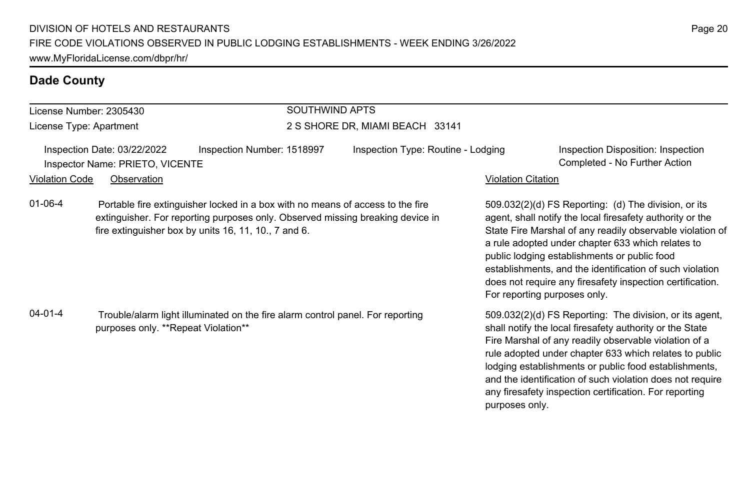## Dade County

License Number: 2305430

License Type: Apartment

**SOUTHWIND APTS**

2 S SHORE DR, MIAMI BEACH 33141

Inspection Date: 03/22/2022 | Inspection Number: 1518997 | Inspection Type: Routine - Lodging | Inspection Disposition: Inspection Completed - No Further Action

Inspector Name: PRIETO, VICENTE

| Violation Code | Observation | Violation Citation |
|---|---|---|
| 01-06-4 | Portable fire extinguisher locked in a box with no means of access to the fire extinguisher. For reporting purposes only. Observed missing breaking device in fire extinguisher box by units 16, 11, 10., 7 and 6. | 509.032(2)(d) FS Reporting: (d) The division, or its agent, shall notify the local firesafety authority or the State Fire Marshal of any readily observable violation of a rule adopted under chapter 633 which relates to public lodging establishments or public food establishments, and the identification of such violation does not require any firesafety inspection certification. For reporting purposes only. |
| 04-01-4 | Trouble/alarm light illuminated on the fire alarm control panel. For reporting purposes only. **Repeat Violation** | 509.032(2)(d) FS Reporting: The division, or its agent, shall notify the local firesafety authority or the State Fire Marshal of any readily observable violation of a rule adopted under chapter 633 which relates to public lodging establishments or public food establishments, and the identification of such violation does not require any firesafety inspection certification. For reporting purposes only. |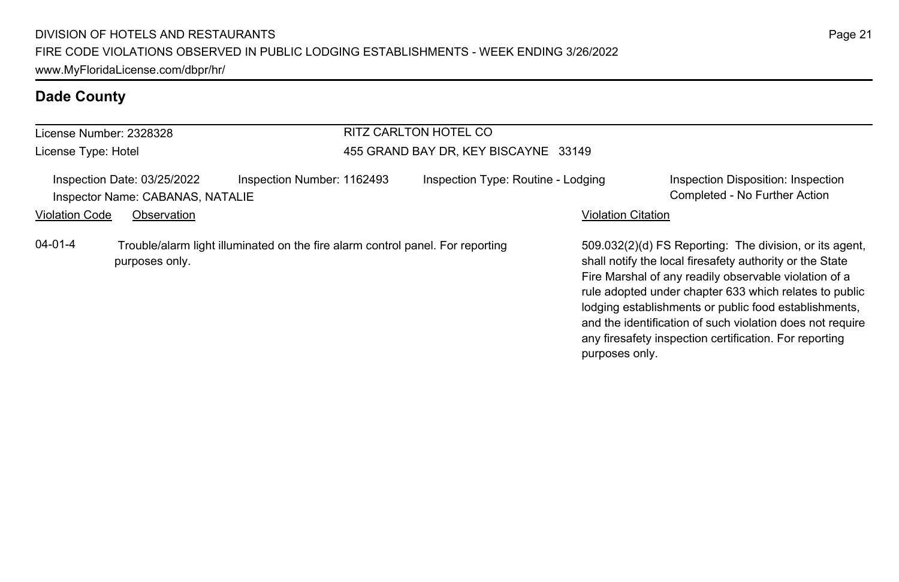## Dade County

License Number: 2328328
License Type: Hotel

RITZ CARLTON HOTEL CO
455 GRAND BAY DR, KEY BISCAYNE 33149

Inspection Date: 03/25/2022　Inspection Number: 1162493　Inspection Type: Routine - Lodging　Inspection Disposition: Inspection Completed - No Further Action
Inspector Name: CABANAS, NATALIE

| Violation Code | Observation | Violation Citation |
|---|---|---|
| 04-01-4 | Trouble/alarm light illuminated on the fire alarm control panel. For reporting purposes only. | 509.032(2)(d) FS Reporting: The division, or its agent, shall notify the local firesafety authority or the State Fire Marshal of any readily observable violation of a rule adopted under chapter 633 which relates to public lodging establishments or public food establishments, and the identification of such violation does not require any firesafety inspection certification. For reporting purposes only. |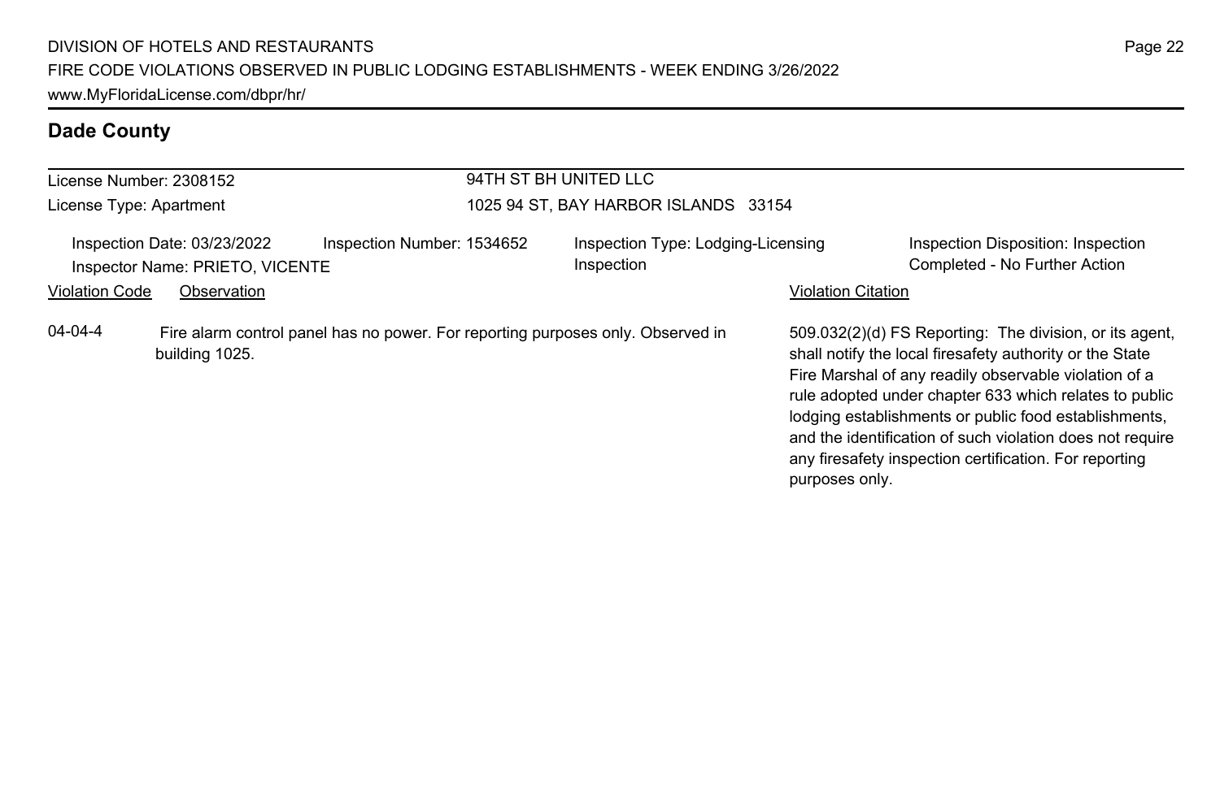## Dade County

License Number: 2308152
License Type: Apartment

94TH ST BH UNITED LLC
1025 94 ST, BAY HARBOR ISLANDS 33154

Inspection Date: 03/23/2022
Inspector Name: PRIETO, VICENTE
Inspection Number: 1534652
Inspection Type: Lodging-Licensing Inspection
Inspection Disposition: Inspection Completed - No Further Action

| Violation Code | Observation | Violation Citation |
| --- | --- | --- |
| 04-04-4 | Fire alarm control panel has no power. For reporting purposes only. Observed in building 1025. | 509.032(2)(d) FS Reporting: The division, or its agent, shall notify the local firesafety authority or the State Fire Marshal of any readily observable violation of a rule adopted under chapter 633 which relates to public lodging establishments or public food establishments, and the identification of such violation does not require any firesafety inspection certification. For reporting purposes only. |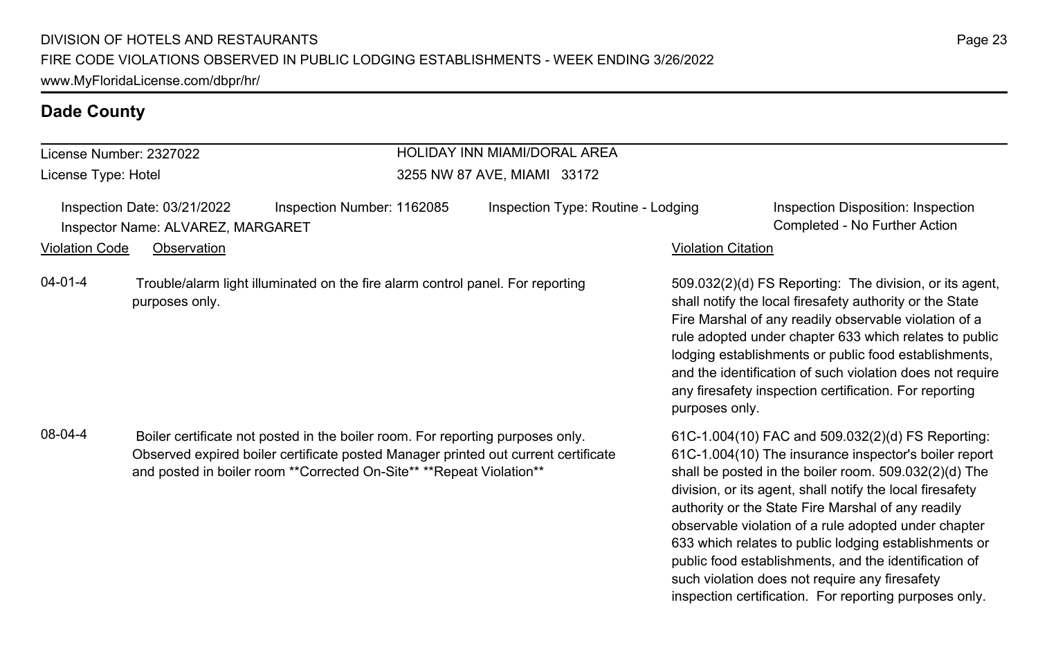## Dade County

License Number: 2327022
License Type: Hotel

**HOLIDAY INN MIAMI/DORAL AREA**
3255 NW 87 AVE, MIAMI 33172

Inspection Date: 03/21/2022
Inspection Number: 1162085
Inspection Type: Routine - Lodging
Inspection Disposition: Inspection Completed - No Further Action
Inspector Name: ALVAREZ, MARGARET

| Violation Code | Observation | Violation Citation |
|---|---|---|
| 04-01-4 | Trouble/alarm light illuminated on the fire alarm control panel. For reporting purposes only. | 509.032(2)(d) FS Reporting: The division, or its agent, shall notify the local firesafety authority or the State Fire Marshal of any readily observable violation of a rule adopted under chapter 633 which relates to public lodging establishments or public food establishments, and the identification of such violation does not require any firesafety inspection certification. For reporting purposes only. |
| 08-04-4 | Boiler certificate not posted in the boiler room. For reporting purposes only. Observed expired boiler certificate posted Manager printed out current certificate and posted in boiler room **Corrected On-Site** **Repeat Violation** | 61C-1.004(10) FAC and 509.032(2)(d) FS Reporting: 61C-1.004(10) The insurance inspector's boiler report shall be posted in the boiler room. 509.032(2)(d) The division, or its agent, shall notify the local firesafety authority or the State Fire Marshal of any readily observable violation of a rule adopted under chapter 633 which relates to public lodging establishments or public food establishments, and the identification of such violation does not require any firesafety inspection certification. For reporting purposes only. |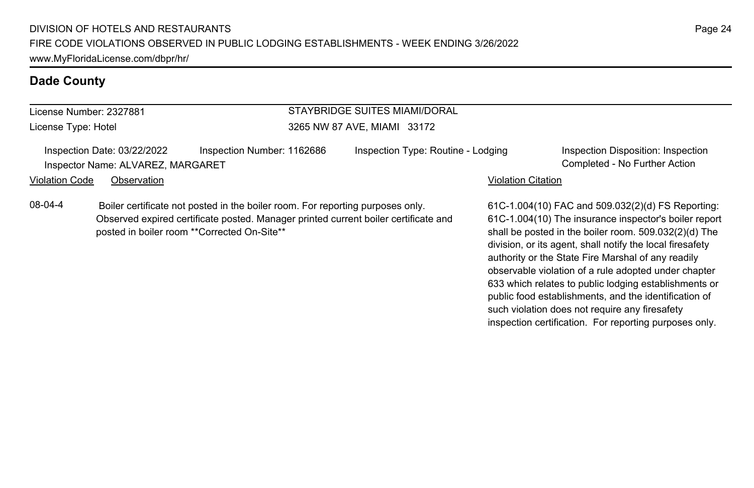## Dade County

License Number: 2327881

License Type: Hotel

STAYBRIDGE SUITES MIAMI/DORAL

3265 NW 87 AVE, MIAMI 33172

Inspection Date: 03/22/2022 | Inspection Number: 1162686 | Inspection Type: Routine - Lodging | Inspection Disposition: Inspection Completed - No Further Action

Inspector Name: ALVAREZ, MARGARET

| Violation Code | Observation | Violation Citation |
|---|---|---|
| 08-04-4 | Boiler certificate not posted in the boiler room. For reporting purposes only. Observed expired certificate posted. Manager printed current boiler certificate and posted in boiler room **Corrected On-Site** | 61C-1.004(10) FAC and 509.032(2)(d) FS Reporting: 61C-1.004(10) The insurance inspector's boiler report shall be posted in the boiler room. 509.032(2)(d) The division, or its agent, shall notify the local firesafety authority or the State Fire Marshal of any readily observable violation of a rule adopted under chapter 633 which relates to public lodging establishments or public food establishments, and the identification of such violation does not require any firesafety inspection certification. For reporting purposes only. |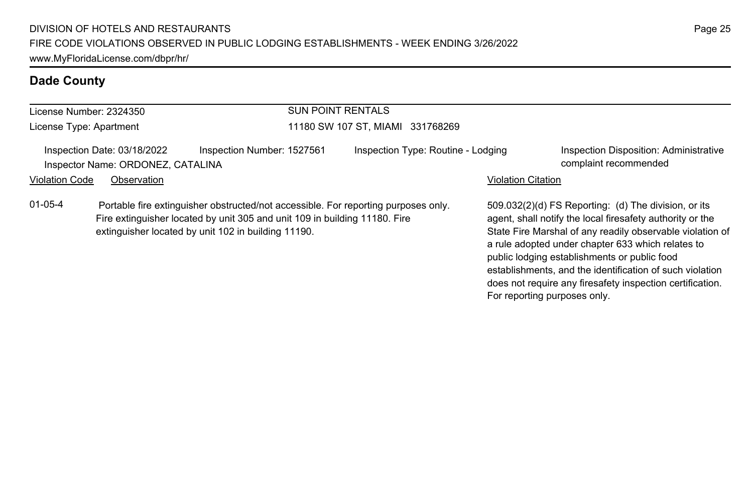## Dade County

| License Number: 2324350 | SUN POINT RENTALS |
|---|---|
| License Type: Apartment | 11180 SW 107 ST, MIAMI 331768269 |

Inspection Date: 03/18/2022 | Inspection Number: 1527561 | Inspection Type: Routine - Lodging | Inspection Disposition: Administrative complaint recommended

Inspector Name: ORDONEZ, CATALINA

| Violation Code | Observation | Violation Citation |
|---|---|---|
| 01-05-4 | Portable fire extinguisher obstructed/not accessible. For reporting purposes only. Fire extinguisher located by unit 305 and unit 109 in building 11180. Fire extinguisher located by unit 102 in building 11190. | 509.032(2)(d) FS Reporting: (d) The division, or its agent, shall notify the local firesafety authority or the State Fire Marshal of any readily observable violation of a rule adopted under chapter 633 which relates to public lodging establishments or public food establishments, and the identification of such violation does not require any firesafety inspection certification. For reporting purposes only. |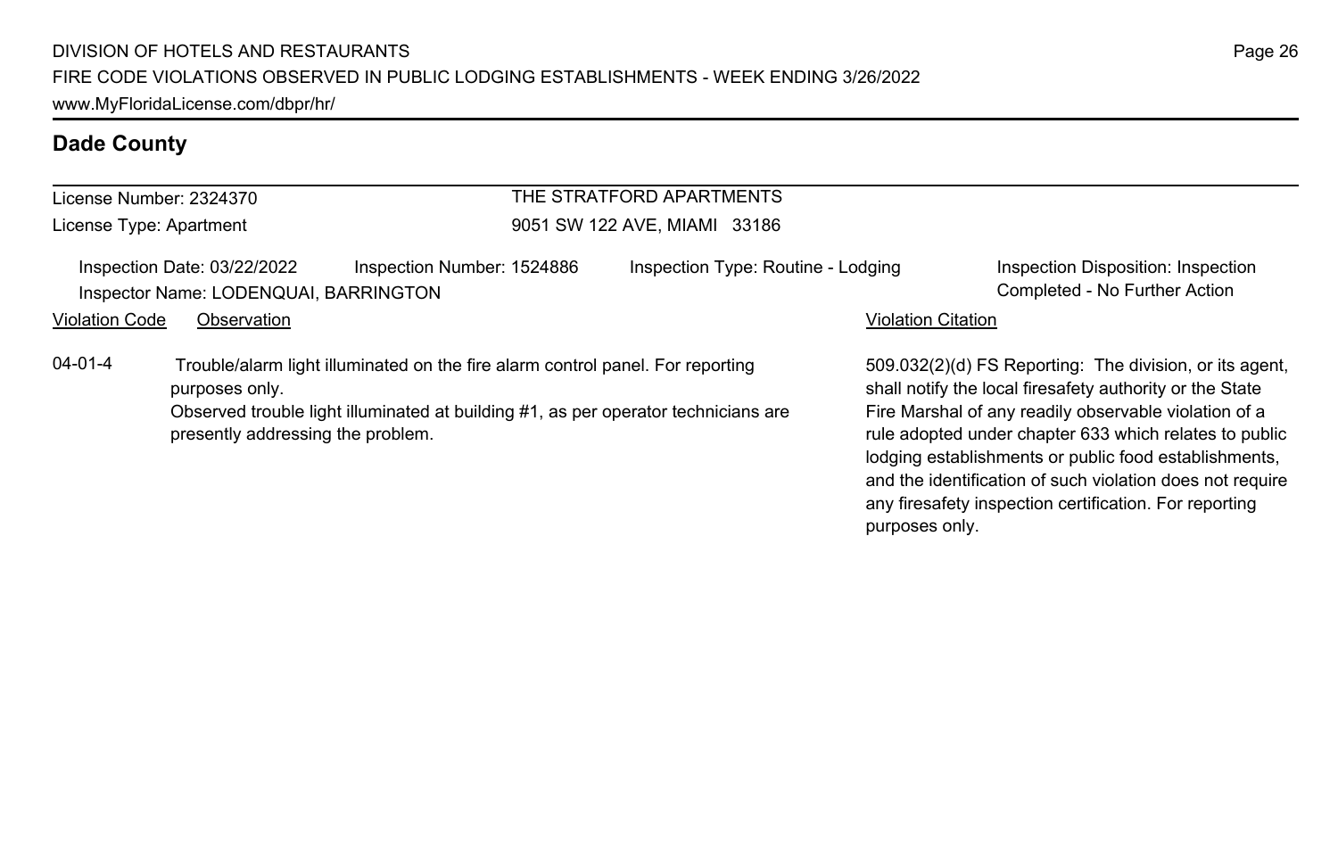## Dade County

License Number: 2324370
License Type: Apartment

THE STRATFORD APARTMENTS
9051 SW 122 AVE, MIAMI 33186

Inspection Date: 03/22/2022
Inspection Number: 1524886
Inspection Type: Routine - Lodging
Inspection Disposition: Inspection Completed - No Further Action
Inspector Name: LODENQUAI, BARRINGTON

| Violation Code | Observation | Violation Citation |
| --- | --- | --- |
| 04-01-4 | Trouble/alarm light illuminated on the fire alarm control panel. For reporting purposes only. Observed trouble light illuminated at building #1, as per operator technicians are presently addressing the problem. | 509.032(2)(d) FS Reporting: The division, or its agent, shall notify the local firesafety authority or the State Fire Marshal of any readily observable violation of a rule adopted under chapter 633 which relates to public lodging establishments or public food establishments, and the identification of such violation does not require any firesafety inspection certification. For reporting purposes only. |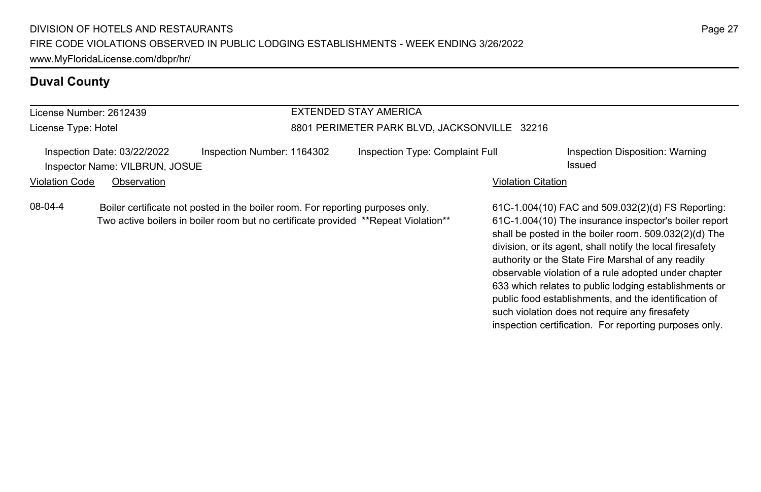## Duval County

License Number: 2612439
License Type: Hotel

EXTENDED STAY AMERICA
8801 PERIMETER PARK BLVD, JACKSONVILLE 32216

Inspection Date: 03/22/2022
Inspector Name: VILBRUN, JOSUE
Inspection Number: 1164302
Inspection Type: Complaint Full
Inspection Disposition: Warning Issued

| Violation Code | Observation | Violation Citation |
|---|---|---|
| 08-04-4 | Boiler certificate not posted in the boiler room. For reporting purposes only. Two active boilers in boiler room but no certificate provided **Repeat Violation** | 61C-1.004(10) FAC and 509.032(2)(d) FS Reporting: 61C-1.004(10) The insurance inspector's boiler report shall be posted in the boiler room. 509.032(2)(d) The division, or its agent, shall notify the local firesafety authority or the State Fire Marshal of any readily observable violation of a rule adopted under chapter 633 which relates to public lodging establishments or public food establishments, and the identification of such violation does not require any firesafety inspection certification. For reporting purposes only. |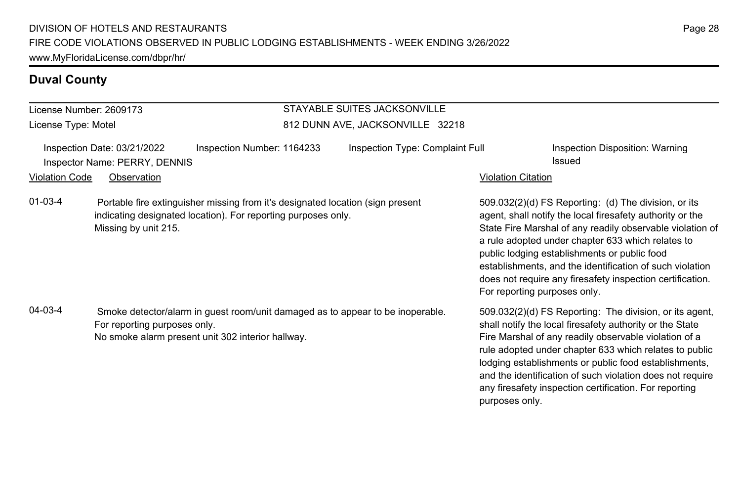## Duval County

| License Number: 2609173 | STAYABLE SUITES JACKSONVILLE |
|---|---|
| License Type: Motel | 812 DUNN AVE, JACKSONVILLE 32218 |

Inspection Date: 03/21/2022 | Inspection Number: 1164233 | Inspection Type: Complaint Full | Inspection Disposition: Warning Issued

Inspector Name: PERRY, DENNIS

| Violation Code | Observation | Violation Citation |
|---|---|---|
| 01-03-4 | Portable fire extinguisher missing from it's designated location (sign present indicating designated location). For reporting purposes only. Missing by unit 215. | 509.032(2)(d) FS Reporting: (d) The division, or its agent, shall notify the local firesafety authority or the State Fire Marshal of any readily observable violation of a rule adopted under chapter 633 which relates to public lodging establishments or public food establishments, and the identification of such violation does not require any firesafety inspection certification. For reporting purposes only. |
| 04-03-4 | Smoke detector/alarm in guest room/unit damaged as to appear to be inoperable. For reporting purposes only. No smoke alarm present unit 302 interior hallway. | 509.032(2)(d) FS Reporting: The division, or its agent, shall notify the local firesafety authority or the State Fire Marshal of any readily observable violation of a rule adopted under chapter 633 which relates to public lodging establishments or public food establishments, and the identification of such violation does not require any firesafety inspection certification. For reporting purposes only. |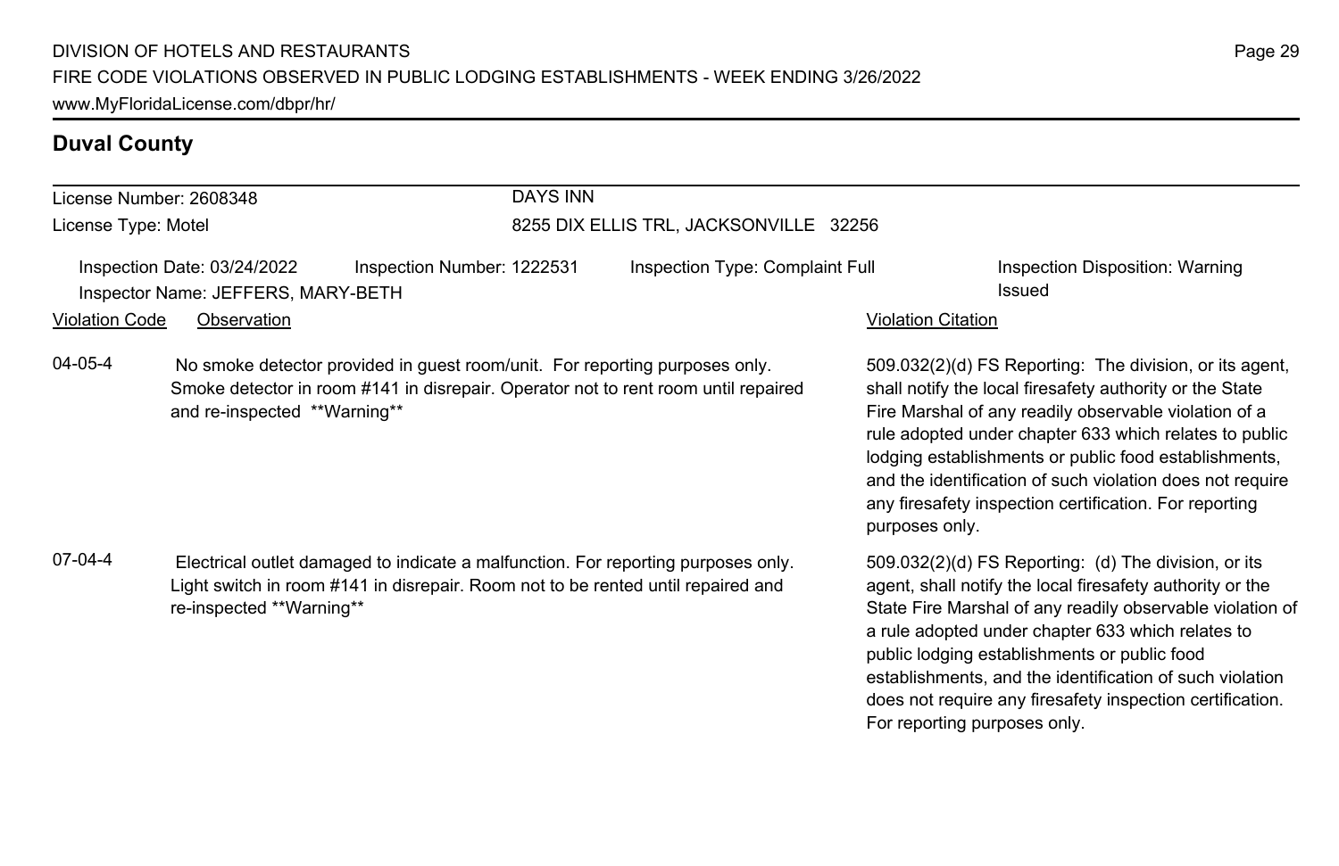## Duval County

| License Number: 2608348 | DAYS INN |
| --- | --- |
| License Type: Motel | 8255 DIX ELLIS TRL, JACKSONVILLE 32256 |

Inspection Date: 03/24/2022 | Inspection Number: 1222531 | Inspection Type: Complaint Full | Inspection Disposition: Warning Issued

Inspector Name: JEFFERS, MARY-BETH

| Violation Code | Observation | Violation Citation |
| --- | --- | --- |
| 04-05-4 | No smoke detector provided in guest room/unit. For reporting purposes only. Smoke detector in room #141 in disrepair. Operator not to rent room until repaired and re-inspected **Warning** | 509.032(2)(d) FS Reporting: The division, or its agent, shall notify the local firesafety authority or the State Fire Marshal of any readily observable violation of a rule adopted under chapter 633 which relates to public lodging establishments or public food establishments, and the identification of such violation does not require any firesafety inspection certification. For reporting purposes only. |
| 07-04-4 | Electrical outlet damaged to indicate a malfunction. For reporting purposes only. Light switch in room #141 in disrepair. Room not to be rented until repaired and re-inspected **Warning** | 509.032(2)(d) FS Reporting: (d) The division, or its agent, shall notify the local firesafety authority or the State Fire Marshal of any readily observable violation of a rule adopted under chapter 633 which relates to public lodging establishments or public food establishments, and the identification of such violation does not require any firesafety inspection certification. For reporting purposes only. |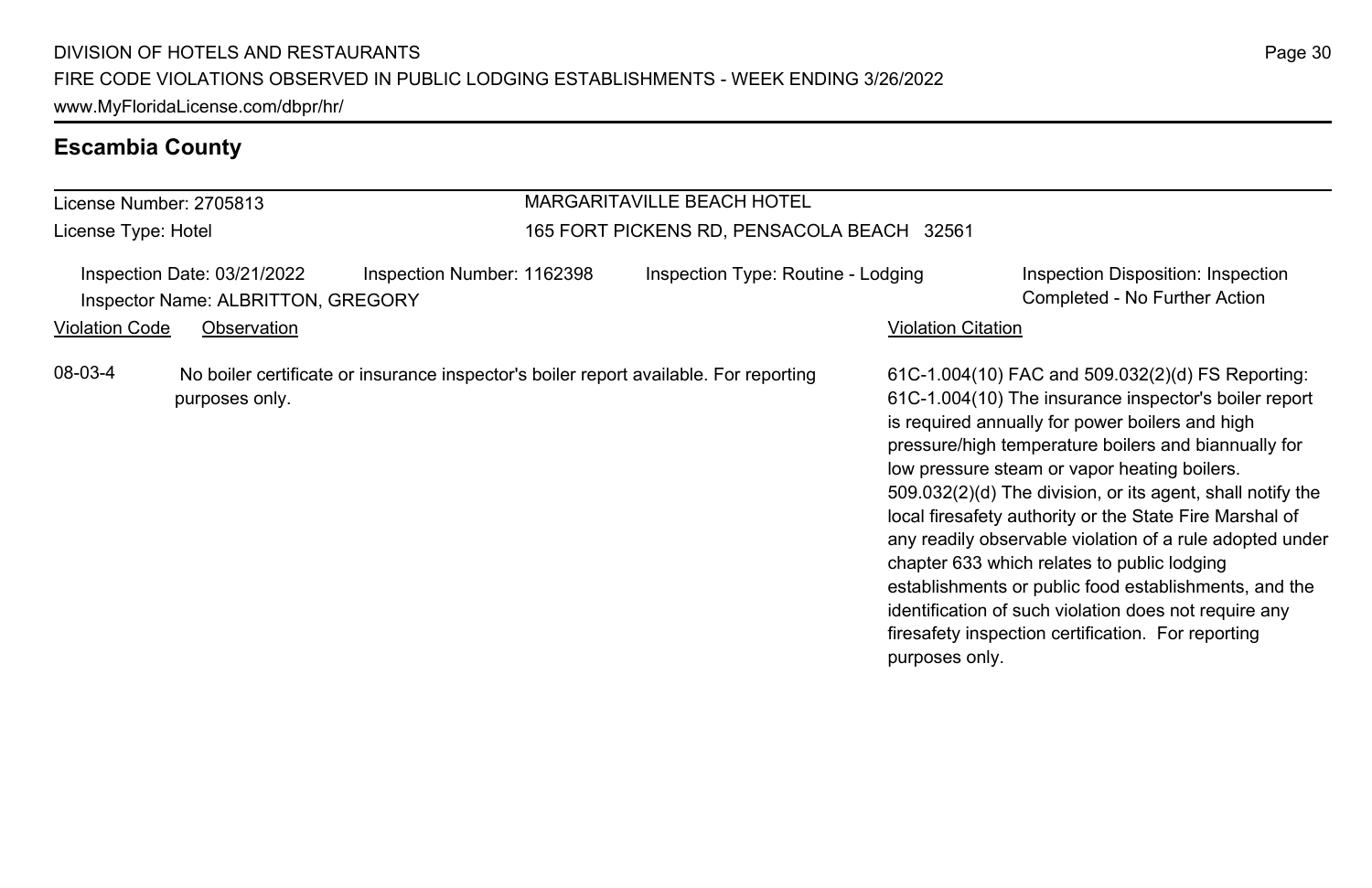## Escambia County

License Number: 2705813
License Type: Hotel

MARGARITAVILLE BEACH HOTEL
165 FORT PICKENS RD, PENSACOLA BEACH 32561

Inspection Date: 03/21/2022
Inspector Name: ALBRITTON, GREGORY
Inspection Number: 1162398
Inspection Type: Routine - Lodging
Inspection Disposition: Inspection Completed - No Further Action

| Violation Code | Observation | Violation Citation |
| --- | --- | --- |
| 08-03-4 | No boiler certificate or insurance inspector's boiler report available. For reporting purposes only. | 61C-1.004(10) FAC and 509.032(2)(d) FS Reporting: 61C-1.004(10) The insurance inspector's boiler report is required annually for power boilers and high pressure/high temperature boilers and biannually for low pressure steam or vapor heating boilers. 509.032(2)(d) The division, or its agent, shall notify the local firesafety authority or the State Fire Marshal of any readily observable violation of a rule adopted under chapter 633 which relates to public lodging establishments or public food establishments, and the identification of such violation does not require any firesafety inspection certification. For reporting purposes only. |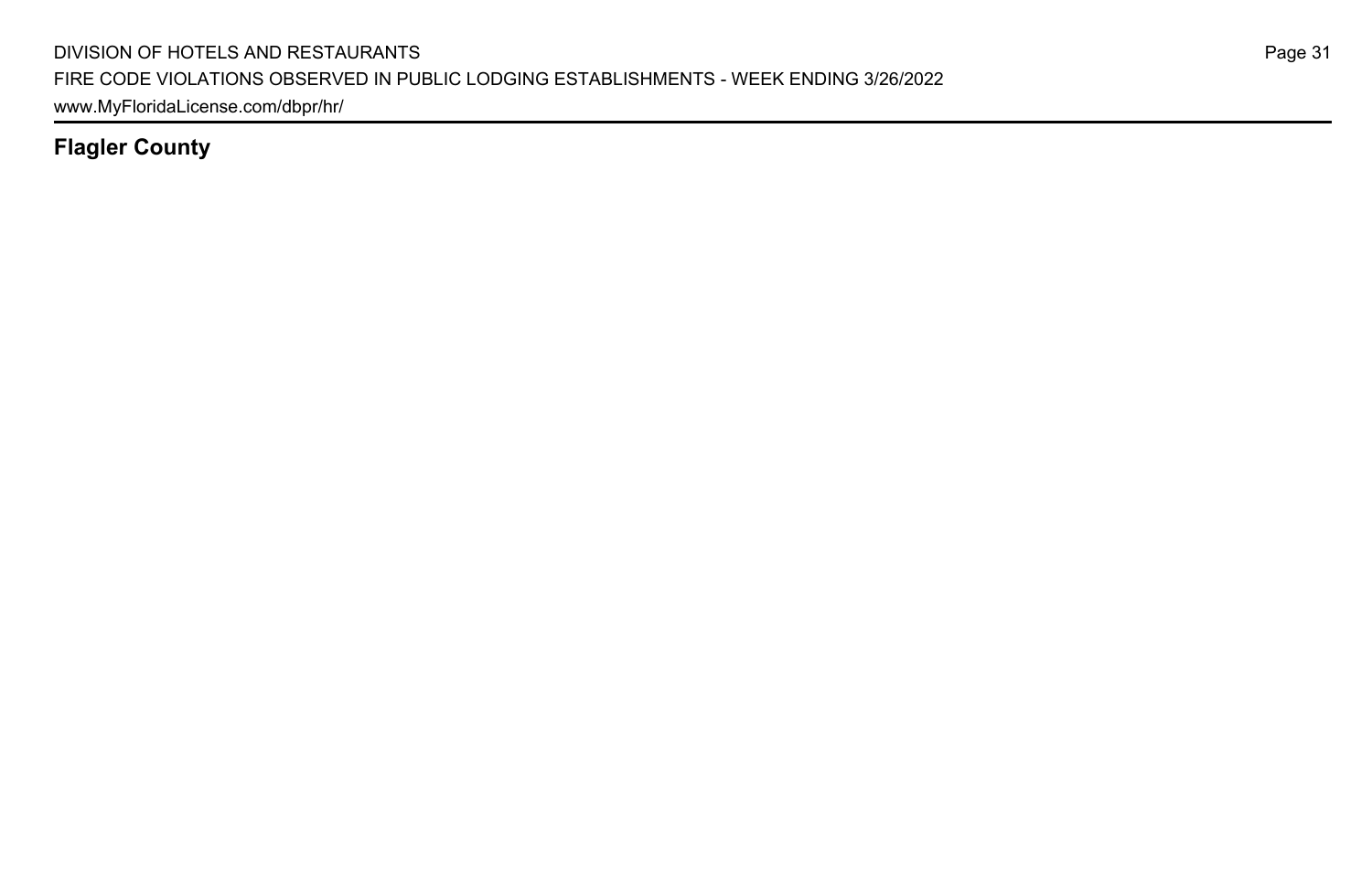## Flagler County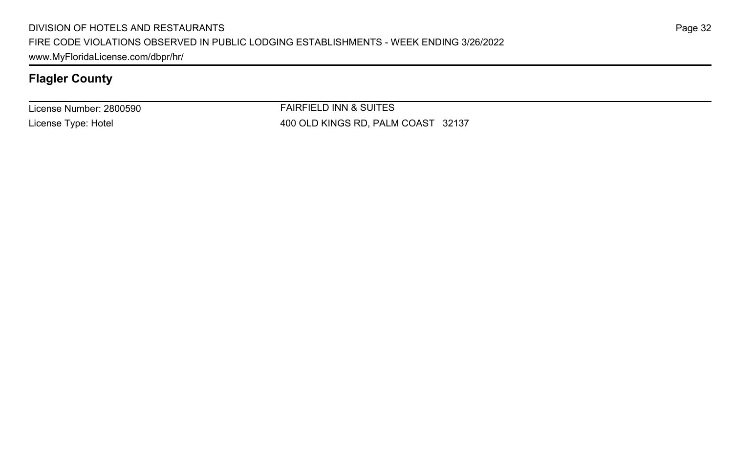## Flagler County

License Number: 2800590
License Type: Hotel

FAIRFIELD INN & SUITES
400 OLD KINGS RD, PALM COAST 32137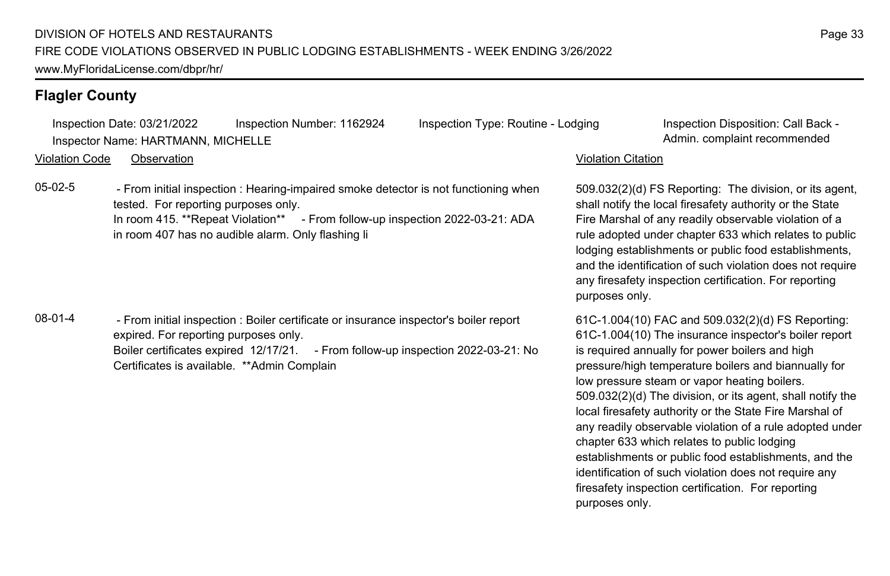## Flagler County

Inspection Date: 03/21/2022 | Inspection Number: 1162924 | Inspection Type: Routine - Lodging | Inspection Disposition: Call Back - Admin. complaint recommended

Inspector Name: HARTMANN, MICHELLE

| Violation Code | Observation | Violation Citation |
|---|---|---|
| 05-02-5 | - From initial inspection : Hearing-impaired smoke detector is not functioning when tested. For reporting purposes only. In room 415. **Repeat Violation** - From follow-up inspection 2022-03-21: ADA in room 407 has no audible alarm. Only flashing li | 509.032(2)(d) FS Reporting: The division, or its agent, shall notify the local firesafety authority or the State Fire Marshal of any readily observable violation of a rule adopted under chapter 633 which relates to public lodging establishments or public food establishments, and the identification of such violation does not require any firesafety inspection certification. For reporting purposes only. |
| 08-01-4 | - From initial inspection : Boiler certificate or insurance inspector's boiler report expired. For reporting purposes only. Boiler certificates expired 12/17/21. - From follow-up inspection 2022-03-21: No Certificates is available. **Admin Complain | 61C-1.004(10) FAC and 509.032(2)(d) FS Reporting: 61C-1.004(10) The insurance inspector's boiler report is required annually for power boilers and high pressure/high temperature boilers and biannually for low pressure steam or vapor heating boilers. 509.032(2)(d) The division, or its agent, shall notify the local firesafety authority or the State Fire Marshal of any readily observable violation of a rule adopted under chapter 633 which relates to public lodging establishments or public food establishments, and the identification of such violation does not require any firesafety inspection certification. For reporting purposes only. |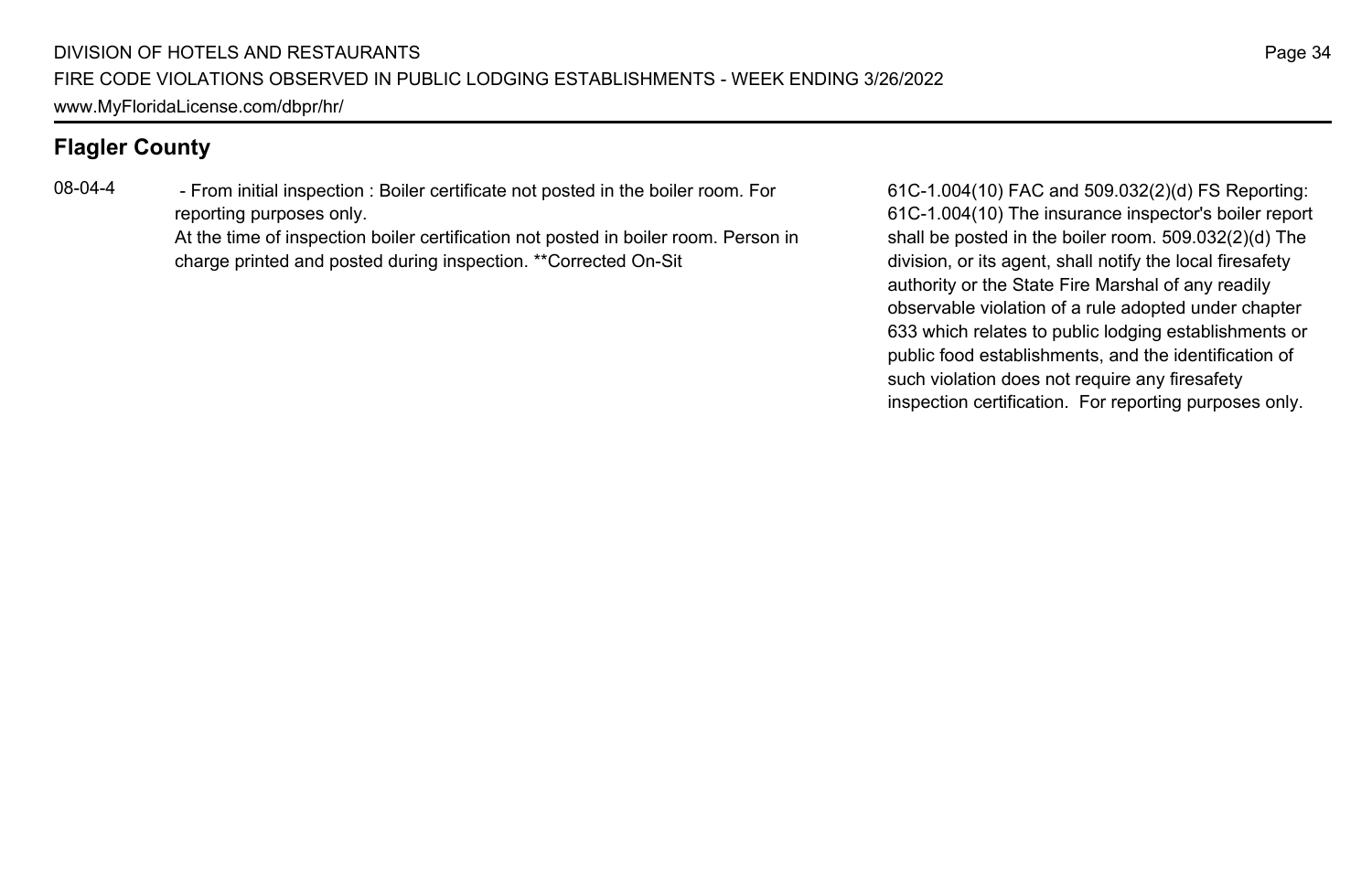## Flagler County

| | | |
|---|---|---|
| 08-04-4 | - From initial inspection : Boiler certificate not posted in the boiler room. For reporting purposes only.<br>At the time of inspection boiler certification not posted in boiler room. Person in charge printed and posted during inspection. **Corrected On-Sit | 61C-1.004(10) FAC and 509.032(2)(d) FS Reporting: 61C-1.004(10) The insurance inspector's boiler report shall be posted in the boiler room. 509.032(2)(d) The division, or its agent, shall notify the local firesafety authority or the State Fire Marshal of any readily observable violation of a rule adopted under chapter 633 which relates to public lodging establishments or public food establishments, and the identification of such violation does not require any firesafety inspection certification. For reporting purposes only. |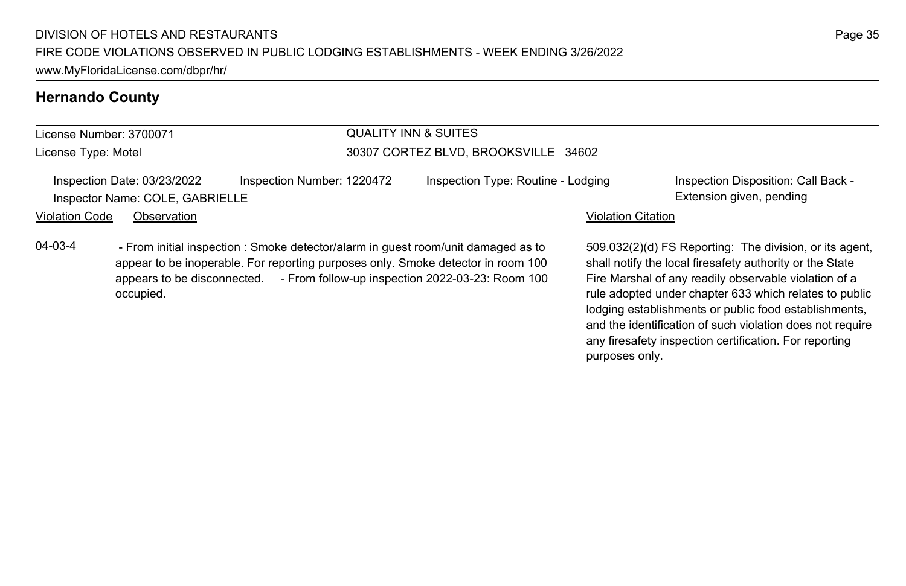## Hernando County

| License Number: 3700071 | QUALITY INN & SUITES |
|---|---|
| License Type: Motel | 30307 CORTEZ BLVD, BROOKSVILLE 34602 |

Inspection Date: 03/23/2022 | Inspection Number: 1220472 | Inspection Type: Routine - Lodging | Inspection Disposition: Call Back - Extension given, pending

Inspector Name: COLE, GABRIELLE

| Violation Code | Observation | Violation Citation |
|---|---|---|
| 04-03-4 | - From initial inspection : Smoke detector/alarm in guest room/unit damaged as to appear to be inoperable. For reporting purposes only. Smoke detector in room 100 appears to be disconnected. - From follow-up inspection 2022-03-23: Room 100 occupied. | 509.032(2)(d) FS Reporting: The division, or its agent, shall notify the local firesafety authority or the State Fire Marshal of any readily observable violation of a rule adopted under chapter 633 which relates to public lodging establishments or public food establishments, and the identification of such violation does not require any firesafety inspection certification. For reporting purposes only. |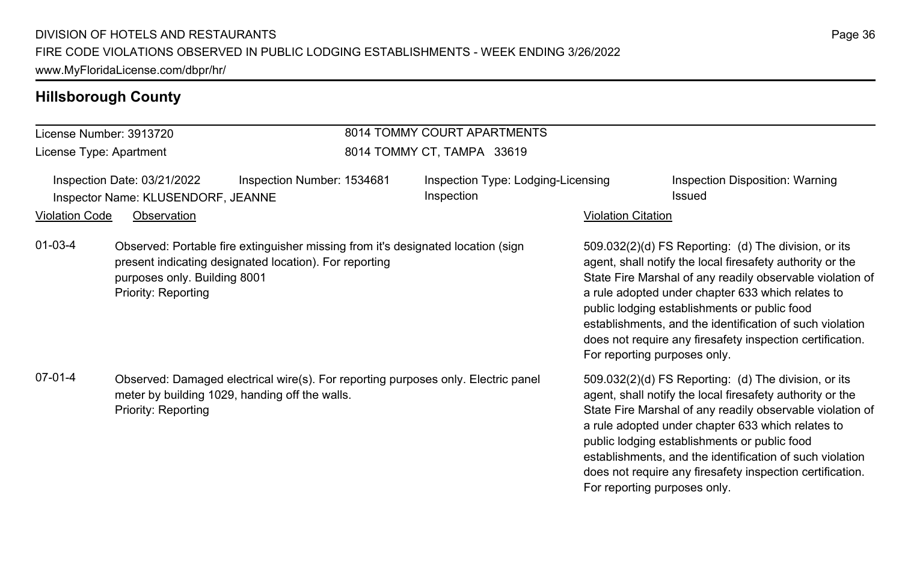## Hillsborough County

| License Number: 3913720 | 8014 TOMMY COURT APARTMENTS |
|---|---|
| License Type: Apartment | 8014 TOMMY CT, TAMPA 33619 |

| Inspection Date: 03/21/2022 | Inspection Number: 1534681 | Inspection Type: Lodging-Licensing Inspection | Inspection Disposition: Warning Issued |
|---|---|---|---|
| Inspector Name: KLUSENDORF, JEANNE | | | |

| Violation Code | Observation | Violation Citation |
|---|---|---|
| 01-03-4 | Observed: Portable fire extinguisher missing from it's designated location (sign present indicating designated location). For reporting purposes only. Building 8001<br>Priority: Reporting | 509.032(2)(d) FS Reporting: (d) The division, or its agent, shall notify the local firesafety authority or the State Fire Marshal of any readily observable violation of a rule adopted under chapter 633 which relates to public lodging establishments or public food establishments, and the identification of such violation does not require any firesafety inspection certification. For reporting purposes only. |
| 07-01-4 | Observed: Damaged electrical wire(s). For reporting purposes only. Electric panel meter by building 1029, handing off the walls.<br>Priority: Reporting | 509.032(2)(d) FS Reporting: (d) The division, or its agent, shall notify the local firesafety authority or the State Fire Marshal of any readily observable violation of a rule adopted under chapter 633 which relates to public lodging establishments or public food establishments, and the identification of such violation does not require any firesafety inspection certification. For reporting purposes only. |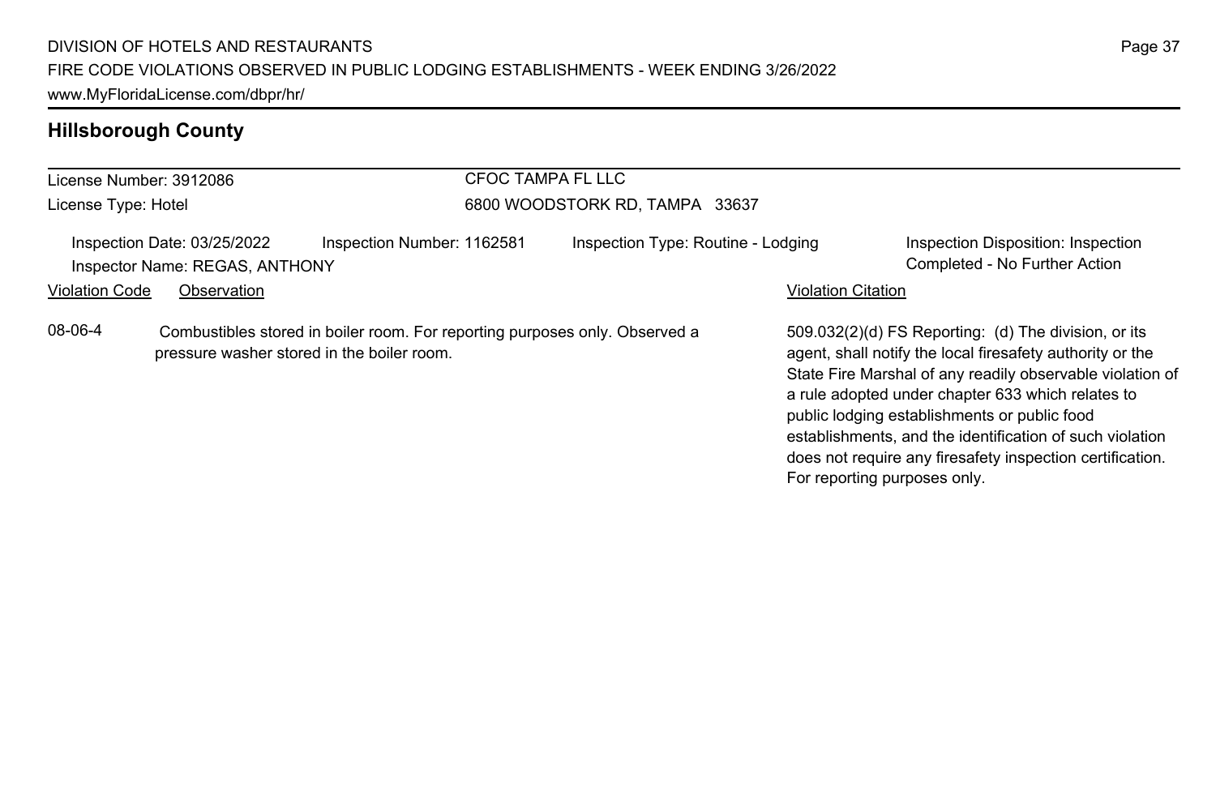## Hillsborough County

License Number: 3912086
License Type: Hotel

CFOC TAMPA FL LLC
6800 WOODSTORK RD, TAMPA 33637

Inspection Date: 03/25/2022
Inspector Name: REGAS, ANTHONY
Inspection Number: 1162581
Inspection Type: Routine - Lodging
Inspection Disposition: Inspection Completed - No Further Action

| Violation Code | Observation | Violation Citation |
|---|---|---|
| 08-06-4 | Combustibles stored in boiler room. For reporting purposes only. Observed a pressure washer stored in the boiler room. | 509.032(2)(d) FS Reporting: (d) The division, or its agent, shall notify the local firesafety authority or the State Fire Marshal of any readily observable violation of a rule adopted under chapter 633 which relates to public lodging establishments or public food establishments, and the identification of such violation does not require any firesafety inspection certification. For reporting purposes only. |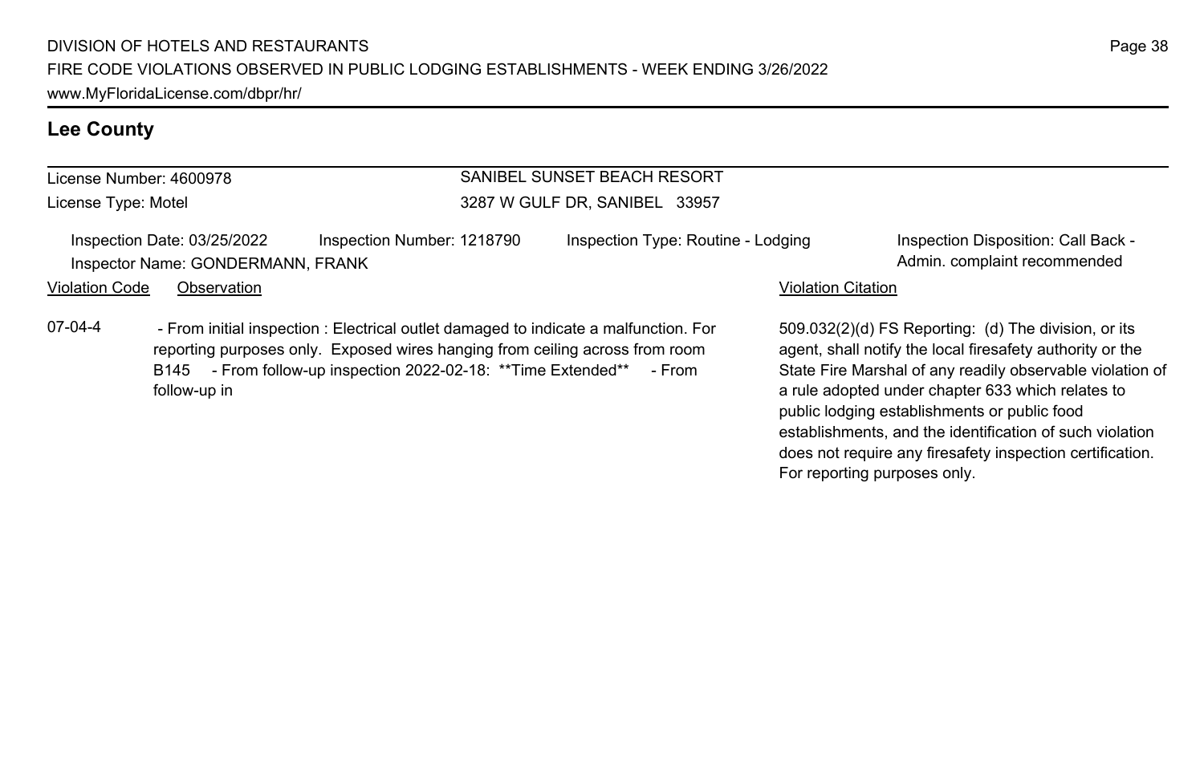## Lee County

License Number: 4600978

License Type: Motel

**SANIBEL SUNSET BEACH RESORT**

3287 W GULF DR, SANIBEL 33957

Inspection Date: 03/25/2022 | Inspection Number: 1218790 | Inspection Type: Routine - Lodging | Inspection Disposition: Call Back - Admin. complaint recommended

Inspector Name: GONDERMANN, FRANK

| Violation Code | Observation | Violation Citation |
| --- | --- | --- |
| 07-04-4 | - From initial inspection : Electrical outlet damaged to indicate a malfunction. For reporting purposes only. Exposed wires hanging from ceiling across from room B145 - From follow-up inspection 2022-02-18: **Time Extended** - From follow-up in | 509.032(2)(d) FS Reporting: (d) The division, or its agent, shall notify the local firesafety authority or the State Fire Marshal of any readily observable violation of a rule adopted under chapter 633 which relates to public lodging establishments or public food establishments, and the identification of such violation does not require any firesafety inspection certification. For reporting purposes only. |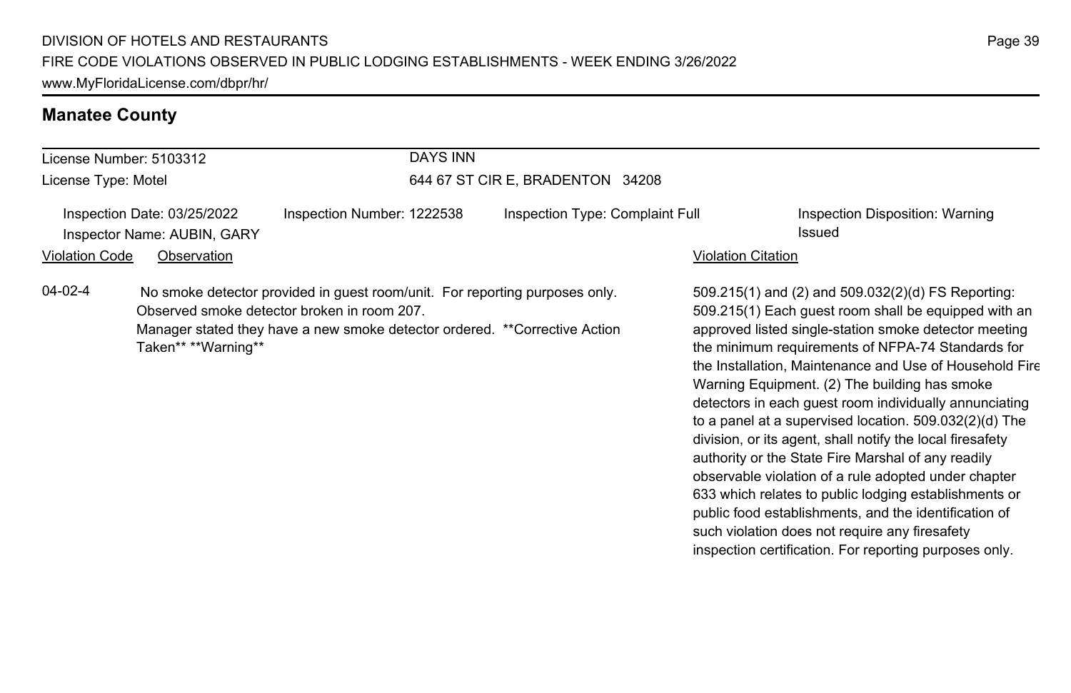## Manatee County

License Number: 5103312
License Type: Motel

DAYS INN
644 67 ST CIR E, BRADENTON 34208

Inspection Date: 03/25/2022
Inspector Name: AUBIN, GARY
Inspection Number: 1222538
Inspection Type: Complaint Full
Inspection Disposition: Warning Issued

| Violation Code | Observation | Violation Citation |
|---|---|---|
| 04-02-4 | No smoke detector provided in guest room/unit. For reporting purposes only. Observed smoke detector broken in room 207. Manager stated they have a new smoke detector ordered. **Corrective Action Taken** **Warning** | 509.215(1) and (2) and 509.032(2)(d) FS Reporting: 509.215(1) Each guest room shall be equipped with an approved listed single-station smoke detector meeting the minimum requirements of NFPA-74 Standards for the Installation, Maintenance and Use of Household Fire Warning Equipment. (2) The building has smoke detectors in each guest room individually annunciating to a panel at a supervised location. 509.032(2)(d) The division, or its agent, shall notify the local firesafety authority or the State Fire Marshal of any readily observable violation of a rule adopted under chapter 633 which relates to public lodging establishments or public food establishments, and the identification of such violation does not require any firesafety inspection certification. For reporting purposes only. |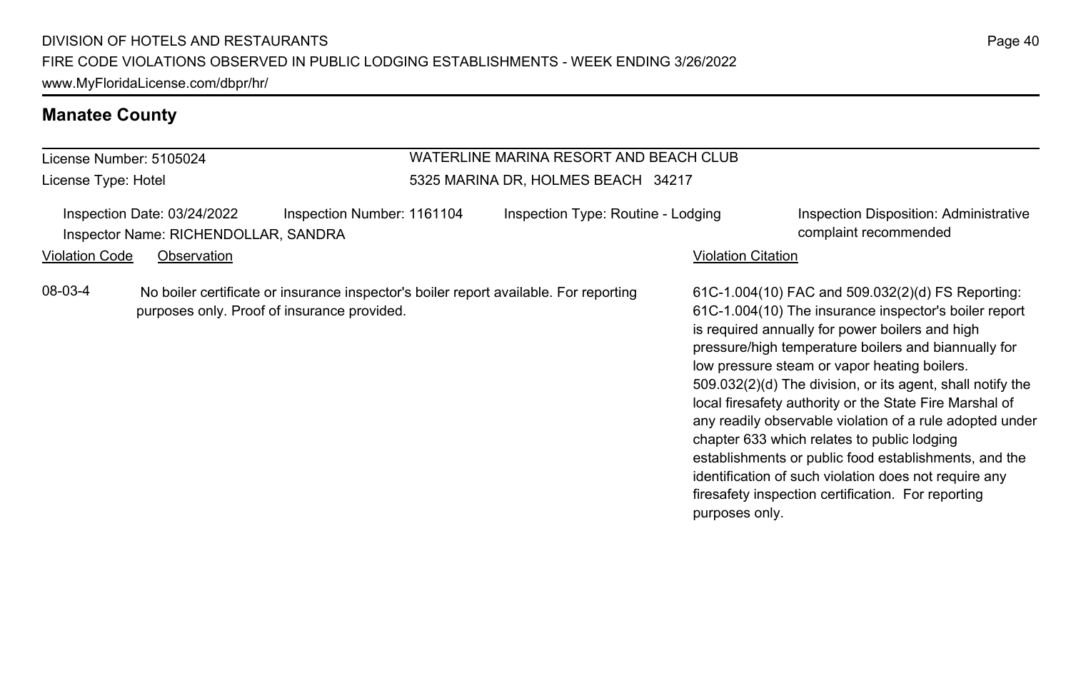## Manatee County

License Number: 5105024
License Type: Hotel

WATERLINE MARINA RESORT AND BEACH CLUB
5325 MARINA DR, HOLMES BEACH 34217

Inspection Date: 03/24/2022
Inspection Number: 1161104
Inspection Type: Routine - Lodging
Inspection Disposition: Administrative complaint recommended
Inspector Name: RICHENDOLLAR, SANDRA

| Violation Code | Observation | Violation Citation |
| --- | --- | --- |
| 08-03-4 | No boiler certificate or insurance inspector's boiler report available. For reporting purposes only. Proof of insurance provided. | 61C-1.004(10) FAC and 509.032(2)(d) FS Reporting: 61C-1.004(10) The insurance inspector's boiler report is required annually for power boilers and high pressure/high temperature boilers and biannually for low pressure steam or vapor heating boilers. 509.032(2)(d) The division, or its agent, shall notify the local firesafety authority or the State Fire Marshal of any readily observable violation of a rule adopted under chapter 633 which relates to public lodging establishments or public food establishments, and the identification of such violation does not require any firesafety inspection certification. For reporting purposes only. |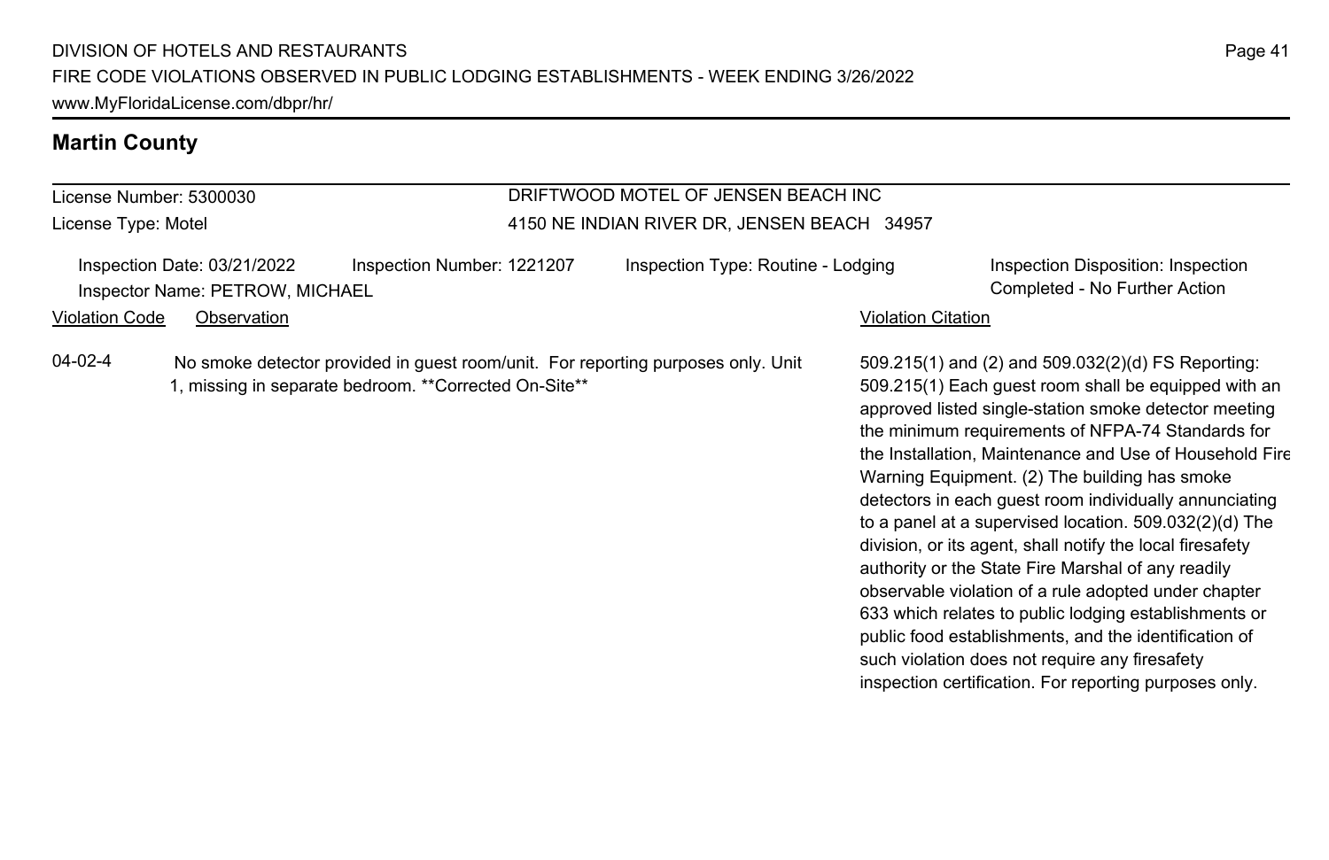## Martin County

License Number: 5300030
License Type: Motel

DRIFTWOOD MOTEL OF JENSEN BEACH INC
4150 NE INDIAN RIVER DR, JENSEN BEACH 34957

Inspection Date: 03/21/2022
Inspection Number: 1221207
Inspection Type: Routine - Lodging
Inspection Disposition: Inspection Completed - No Further Action
Inspector Name: PETROW, MICHAEL

| Violation Code | Observation | Violation Citation |
| --- | --- | --- |
| 04-02-4 | No smoke detector provided in guest room/unit. For reporting purposes only. Unit 1, missing in separate bedroom. **Corrected On-Site** | 509.215(1) and (2) and 509.032(2)(d) FS Reporting: 509.215(1) Each guest room shall be equipped with an approved listed single-station smoke detector meeting the minimum requirements of NFPA-74 Standards for the Installation, Maintenance and Use of Household Fire Warning Equipment. (2) The building has smoke detectors in each guest room individually annunciating to a panel at a supervised location. 509.032(2)(d) The division, or its agent, shall notify the local firesafety authority or the State Fire Marshal of any readily observable violation of a rule adopted under chapter 633 which relates to public lodging establishments or public food establishments, and the identification of such violation does not require any firesafety inspection certification. For reporting purposes only. |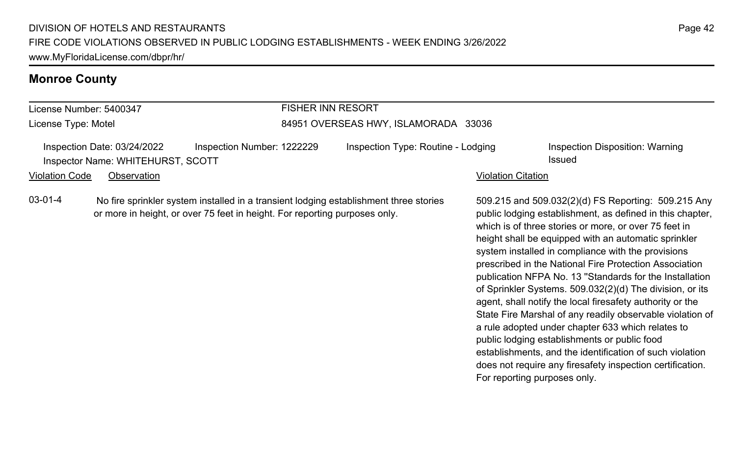## Monroe County

| License Number: 5400347 | FISHER INN RESORT |
|---|---|
| License Type: Motel | 84951 OVERSEAS HWY, ISLAMORADA 33036 |

Inspection Date: 03/24/2022 | Inspection Number: 1222229 | Inspection Type: Routine - Lodging | Inspection Disposition: Warning Issued

Inspector Name: WHITEHURST, SCOTT

| Violation Code | Observation | Violation Citation |
|---|---|---|
| 03-01-4 | No fire sprinkler system installed in a transient lodging establishment three stories or more in height, or over 75 feet in height. For reporting purposes only. | 509.215 and 509.032(2)(d) FS Reporting: 509.215 Any public lodging establishment, as defined in this chapter, which is of three stories or more, or over 75 feet in height shall be equipped with an automatic sprinkler system installed in compliance with the provisions prescribed in the National Fire Protection Association publication NFPA No. 13 "Standards for the Installation of Sprinkler Systems. 509.032(2)(d) The division, or its agent, shall notify the local firesafety authority or the State Fire Marshal of any readily observable violation of a rule adopted under chapter 633 which relates to public lodging establishments or public food establishments, and the identification of such violation does not require any firesafety inspection certification. For reporting purposes only. |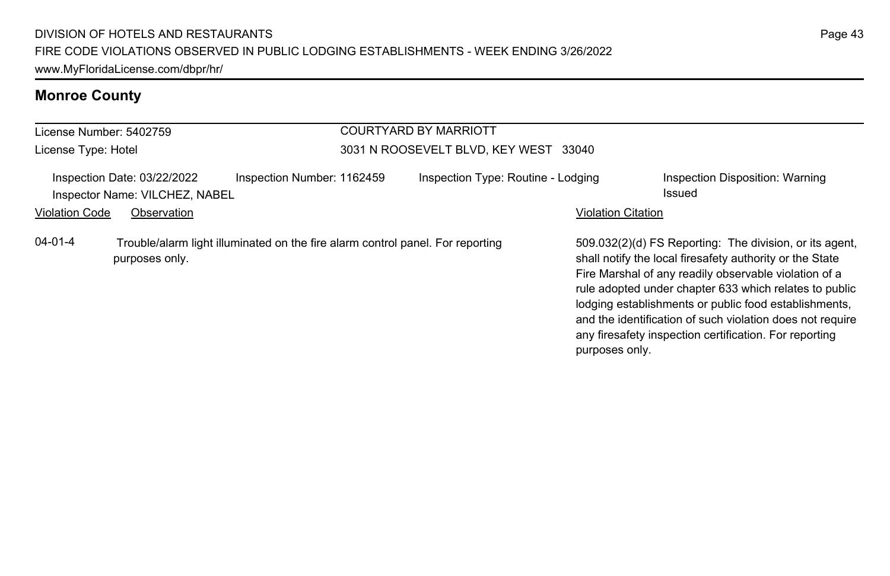## Monroe County

License Number: 5402759
License Type: Hotel

COURTYARD BY MARRIOTT
3031 N ROOSEVELT BLVD, KEY WEST 33040

Inspection Date: 03/22/2022
Inspector Name: VILCHEZ, NABEL
Inspection Number: 1162459
Inspection Type: Routine - Lodging
Inspection Disposition: Warning Issued

| Violation Code | Observation | Violation Citation |
| --- | --- | --- |
| 04-01-4 | Trouble/alarm light illuminated on the fire alarm control panel. For reporting purposes only. | 509.032(2)(d) FS Reporting: The division, or its agent, shall notify the local firesafety authority or the State Fire Marshal of any readily observable violation of a rule adopted under chapter 633 which relates to public lodging establishments or public food establishments, and the identification of such violation does not require any firesafety inspection certification. For reporting purposes only. |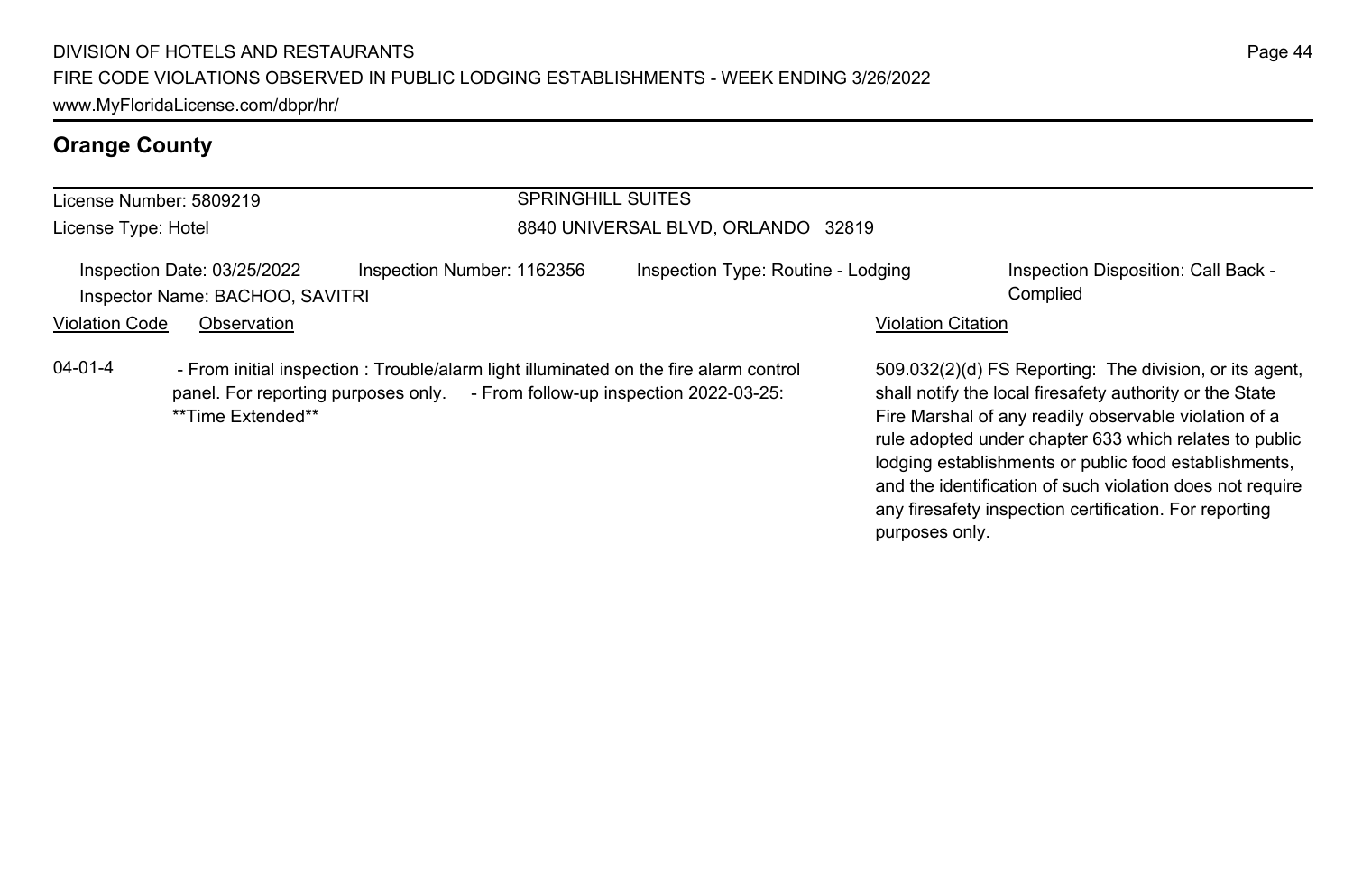## Orange County

License Number: 5809219

License Type: Hotel

SPRINGHILL SUITES

8840 UNIVERSAL BLVD, ORLANDO 32819

Inspection Date: 03/25/2022

Inspector Name: BACHOO, SAVITRI

Inspection Number: 1162356

Inspection Type: Routine - Lodging

Inspection Disposition: Call Back - Complied

| Violation Code | Observation | Violation Citation |
|---|---|---|
| 04-01-4 | - From initial inspection : Trouble/alarm light illuminated on the fire alarm control panel. For reporting purposes only. - From follow-up inspection 2022-03-25: **Time Extended** | 509.032(2)(d) FS Reporting: The division, or its agent, shall notify the local firesafety authority or the State Fire Marshal of any readily observable violation of a rule adopted under chapter 633 which relates to public lodging establishments or public food establishments, and the identification of such violation does not require any firesafety inspection certification. For reporting purposes only. |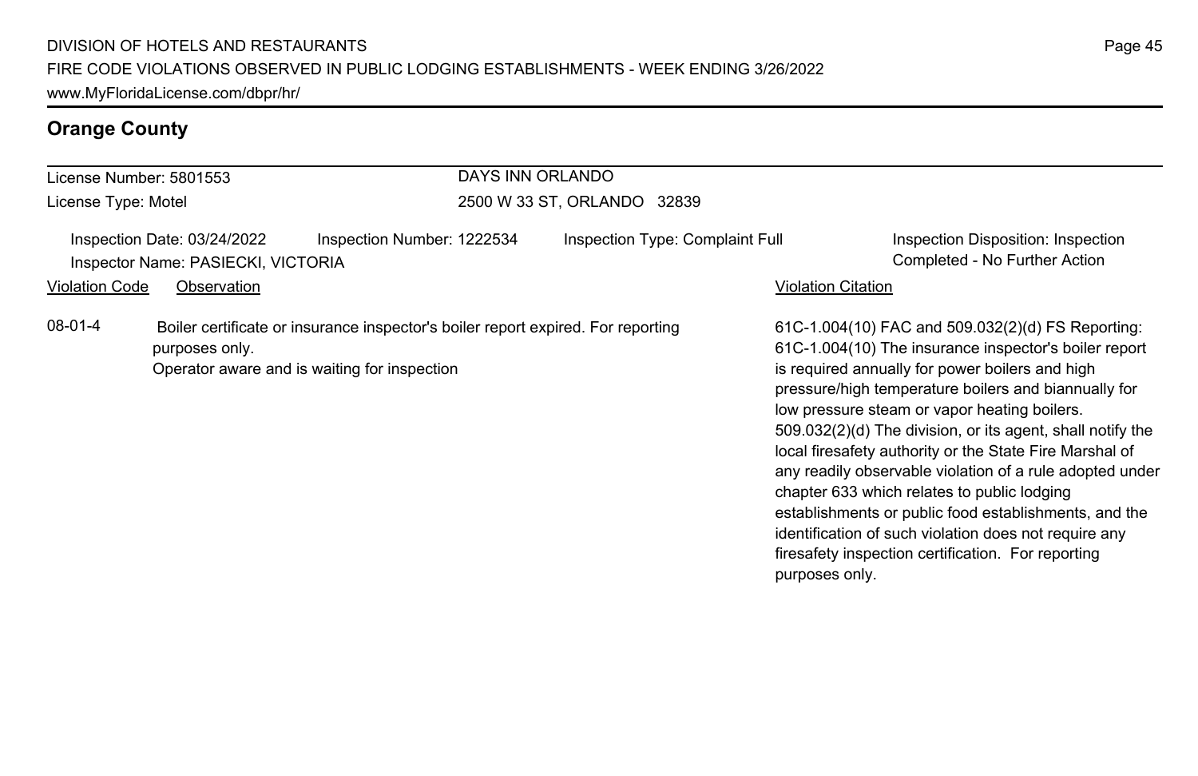## Orange County

License Number: 5801553
License Type: Motel

**DAYS INN ORLANDO**
2500 W 33 ST, ORLANDO 32839

Inspection Date: 03/24/2022
Inspection Number: 1222534
Inspection Type: Complaint Full
Inspection Disposition: Inspection Completed - No Further Action
Inspector Name: PASIECKI, VICTORIA

| Violation Code | Observation | Violation Citation |
|---|---|---|
| 08-01-4 | Boiler certificate or insurance inspector's boiler report expired. For reporting purposes only. Operator aware and is waiting for inspection | 61C-1.004(10) FAC and 509.032(2)(d) FS Reporting: 61C-1.004(10) The insurance inspector's boiler report is required annually for power boilers and high pressure/high temperature boilers and biannually for low pressure steam or vapor heating boilers. 509.032(2)(d) The division, or its agent, shall notify the local firesafety authority or the State Fire Marshal of any readily observable violation of a rule adopted under chapter 633 which relates to public lodging establishments or public food establishments, and the identification of such violation does not require any firesafety inspection certification. For reporting purposes only. |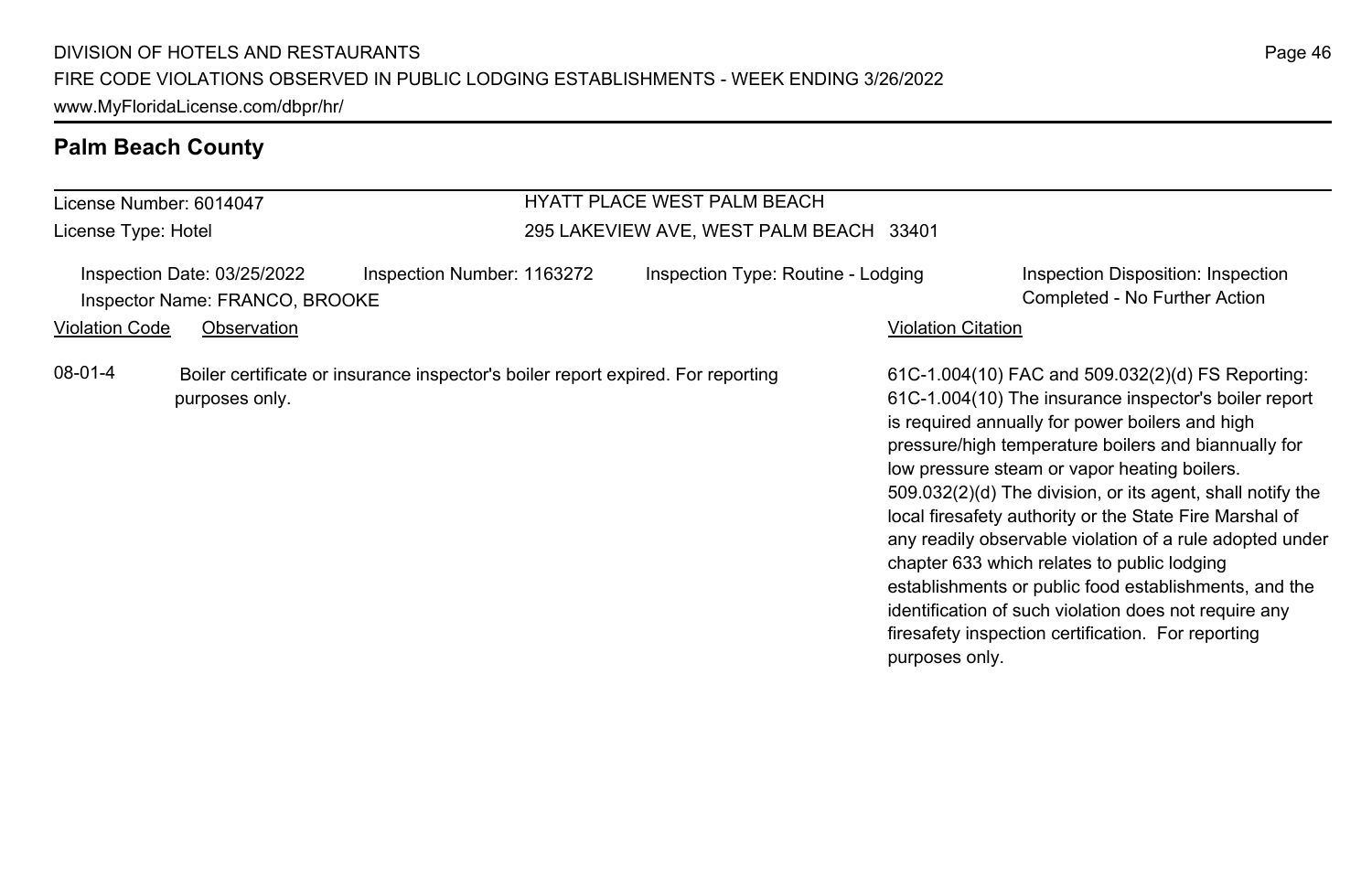## Palm Beach County

License Number: 6014047

License Type: Hotel

HYATT PLACE WEST PALM BEACH

295 LAKEVIEW AVE, WEST PALM BEACH 33401

Inspection Date: 03/25/2022 Inspection Number: 1163272 Inspection Type: Routine - Lodging Inspection Disposition: Inspection Completed - No Further Action

Inspector Name: FRANCO, BROOKE

| Violation Code | Observation | Violation Citation |
|---|---|---|
| 08-01-4 | Boiler certificate or insurance inspector's boiler report expired. For reporting purposes only. | 61C-1.004(10) FAC and 509.032(2)(d) FS Reporting: 61C-1.004(10) The insurance inspector's boiler report is required annually for power boilers and high pressure/high temperature boilers and biannually for low pressure steam or vapor heating boilers. 509.032(2)(d) The division, or its agent, shall notify the local firesafety authority or the State Fire Marshal of any readily observable violation of a rule adopted under chapter 633 which relates to public lodging establishments or public food establishments, and the identification of such violation does not require any firesafety inspection certification. For reporting purposes only. |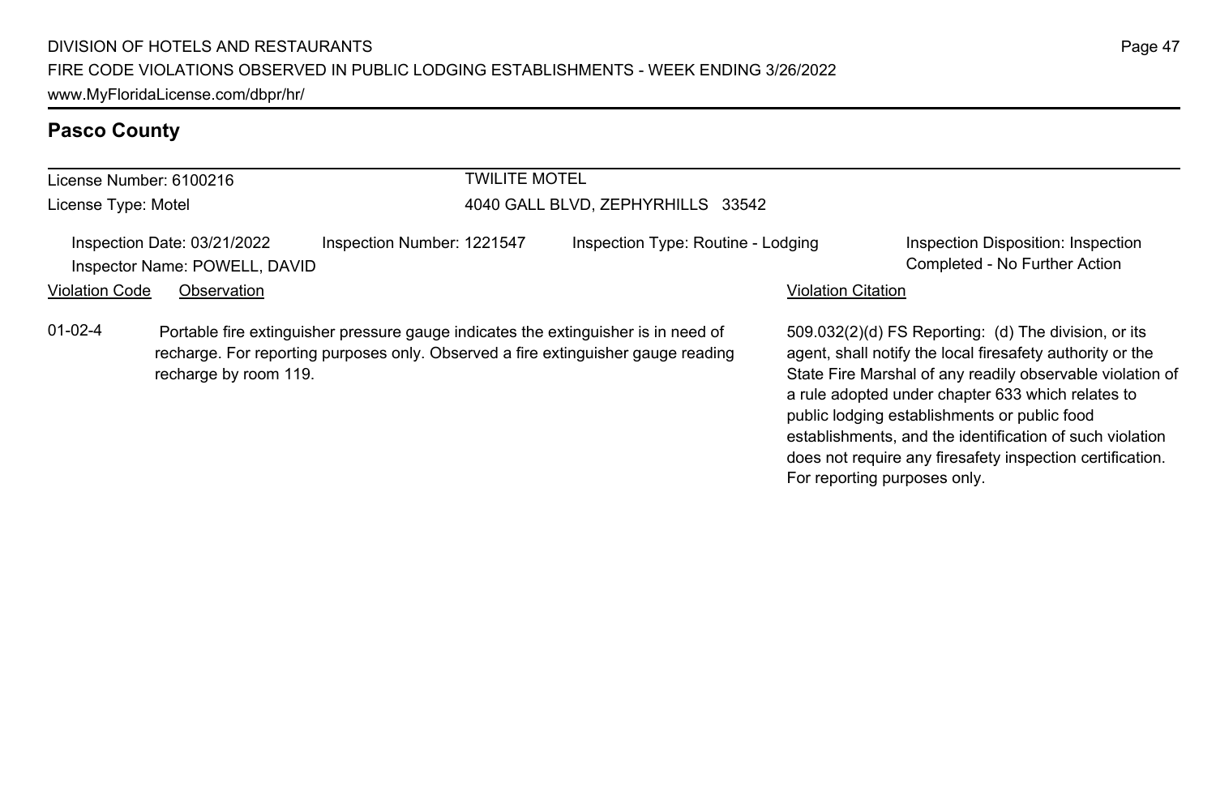## Pasco County

| License Number: 6100216 | TWILITE MOTEL |
|---|---|
| License Type: Motel | 4040 GALL BLVD, ZEPHYRHILLS 33542 |

Inspection Date: 03/21/2022 | Inspection Number: 1221547 | Inspection Type: Routine - Lodging | Inspection Disposition: Inspection Completed - No Further Action

Inspector Name: POWELL, DAVID

| Violation Code | Observation | Violation Citation |
|---|---|---|
| 01-02-4 | Portable fire extinguisher pressure gauge indicates the extinguisher is in need of recharge. For reporting purposes only. Observed a fire extinguisher gauge reading recharge by room 119. | 509.032(2)(d) FS Reporting: (d) The division, or its agent, shall notify the local firesafety authority or the State Fire Marshal of any readily observable violation of a rule adopted under chapter 633 which relates to public lodging establishments or public food establishments, and the identification of such violation does not require any firesafety inspection certification. For reporting purposes only. |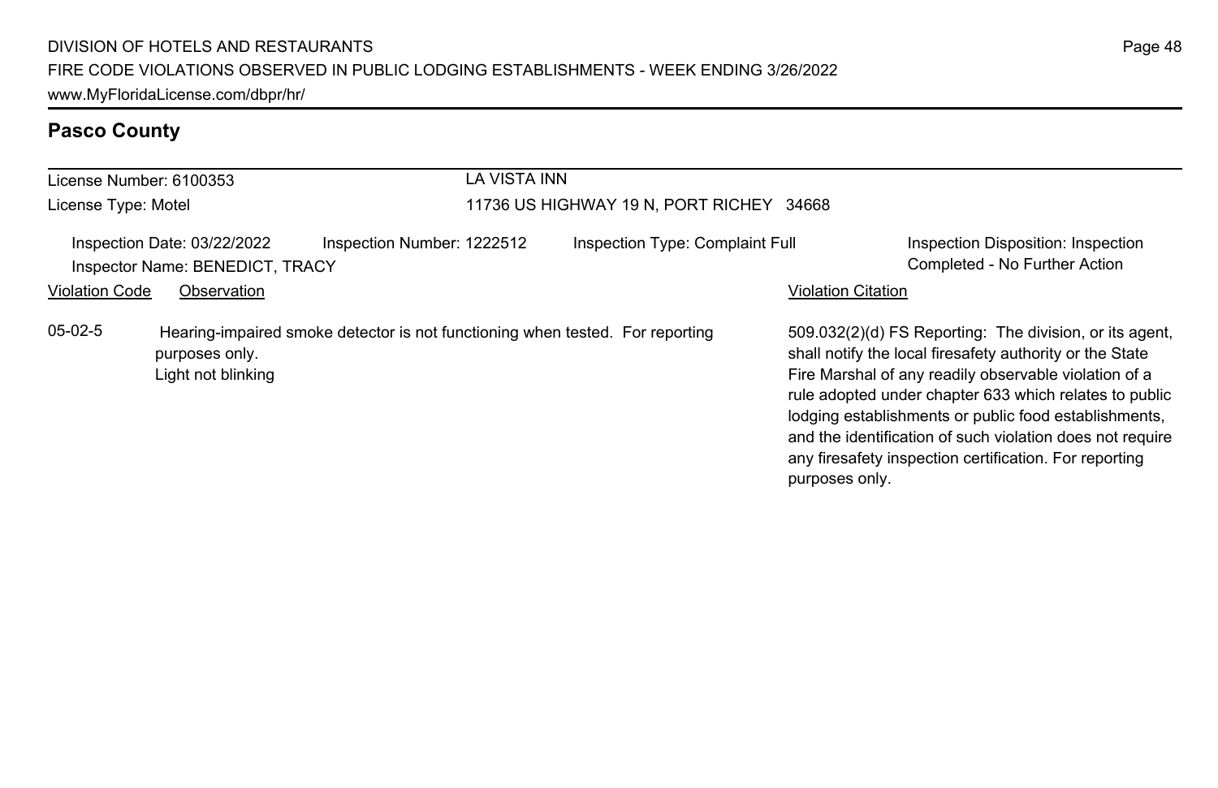## Pasco County

| License Number: 6100353 | LA VISTA INN |
|---|---|
| License Type: Motel | 11736 US HIGHWAY 19 N, PORT RICHEY 34668 |

Inspection Date: 03/22/2022 | Inspection Number: 1222512 | Inspection Type: Complaint Full | Inspection Disposition: Inspection Completed - No Further Action

Inspector Name: BENEDICT, TRACY

| Violation Code | Observation | Violation Citation |
|---|---|---|
| 05-02-5 | Hearing-impaired smoke detector is not functioning when tested. For reporting purposes only. Light not blinking | 509.032(2)(d) FS Reporting: The division, or its agent, shall notify the local firesafety authority or the State Fire Marshal of any readily observable violation of a rule adopted under chapter 633 which relates to public lodging establishments or public food establishments, and the identification of such violation does not require any firesafety inspection certification. For reporting purposes only. |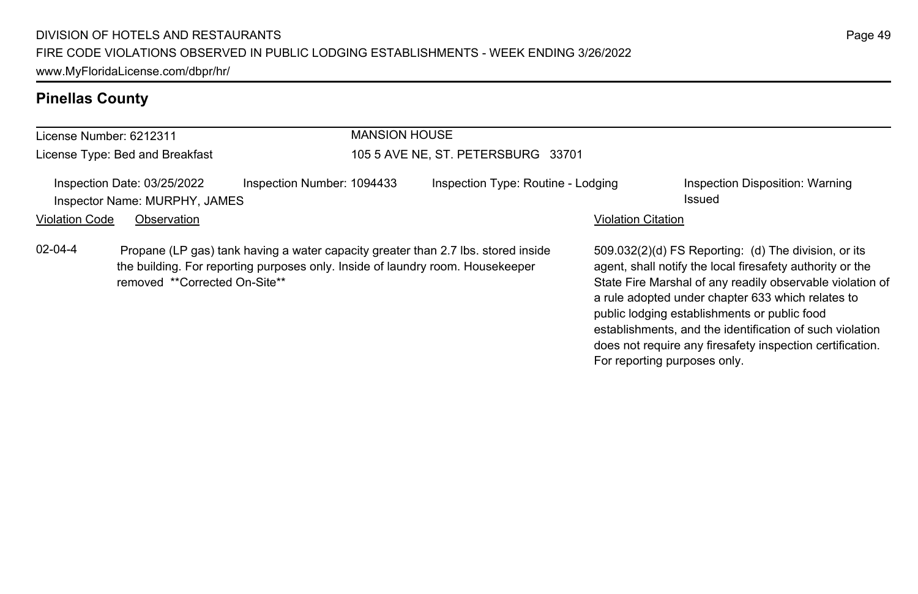## Pinellas County

License Number: 6212311
License Type: Bed and Breakfast

MANSION HOUSE
105 5 AVE NE, ST. PETERSBURG 33701

Inspection Date: 03/25/2022
Inspector Name: MURPHY, JAMES
Inspection Number: 1094433
Inspection Type: Routine - Lodging
Inspection Disposition: Warning Issued

| Violation Code | Observation | Violation Citation |
| --- | --- | --- |
| 02-04-4 | Propane (LP gas) tank having a water capacity greater than 2.7 lbs. stored inside the building. For reporting purposes only. Inside of laundry room. Housekeeper removed **Corrected On-Site** | 509.032(2)(d) FS Reporting: (d) The division, or its agent, shall notify the local firesafety authority or the State Fire Marshal of any readily observable violation of a rule adopted under chapter 633 which relates to public lodging establishments or public food establishments, and the identification of such violation does not require any firesafety inspection certification. For reporting purposes only. |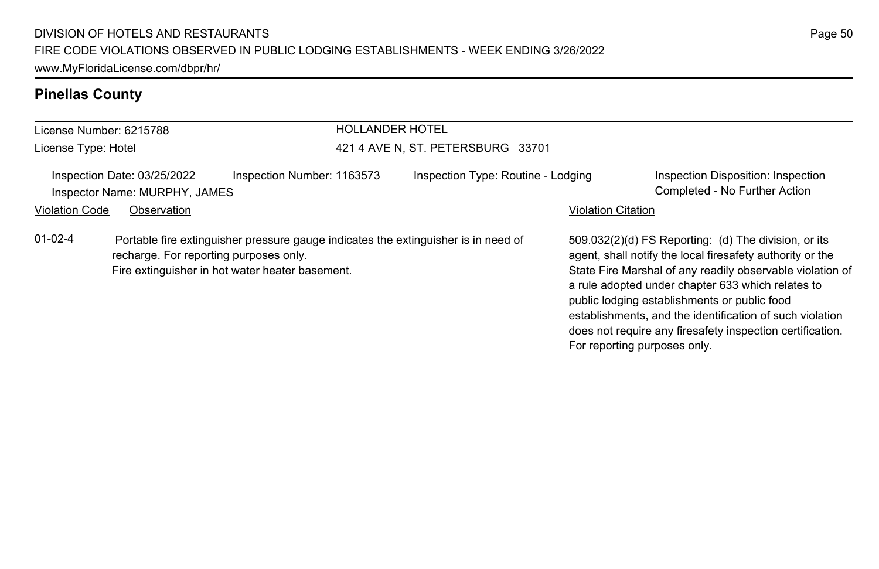## Pinellas County

License Number: 6215788
License Type: Hotel

HOLLANDER HOTEL
421 4 AVE N, ST. PETERSBURG 33701

Inspection Date: 03/25/2022
Inspector Name: MURPHY, JAMES
Inspection Number: 1163573
Inspection Type: Routine - Lodging
Inspection Disposition: Inspection Completed - No Further Action

| Violation Code | Observation | Violation Citation |
| --- | --- | --- |
| 01-02-4 | Portable fire extinguisher pressure gauge indicates the extinguisher is in need of recharge. For reporting purposes only. Fire extinguisher in hot water heater basement. | 509.032(2)(d) FS Reporting: (d) The division, or its agent, shall notify the local firesafety authority or the State Fire Marshal of any readily observable violation of a rule adopted under chapter 633 which relates to public lodging establishments or public food establishments, and the identification of such violation does not require any firesafety inspection certification. For reporting purposes only. |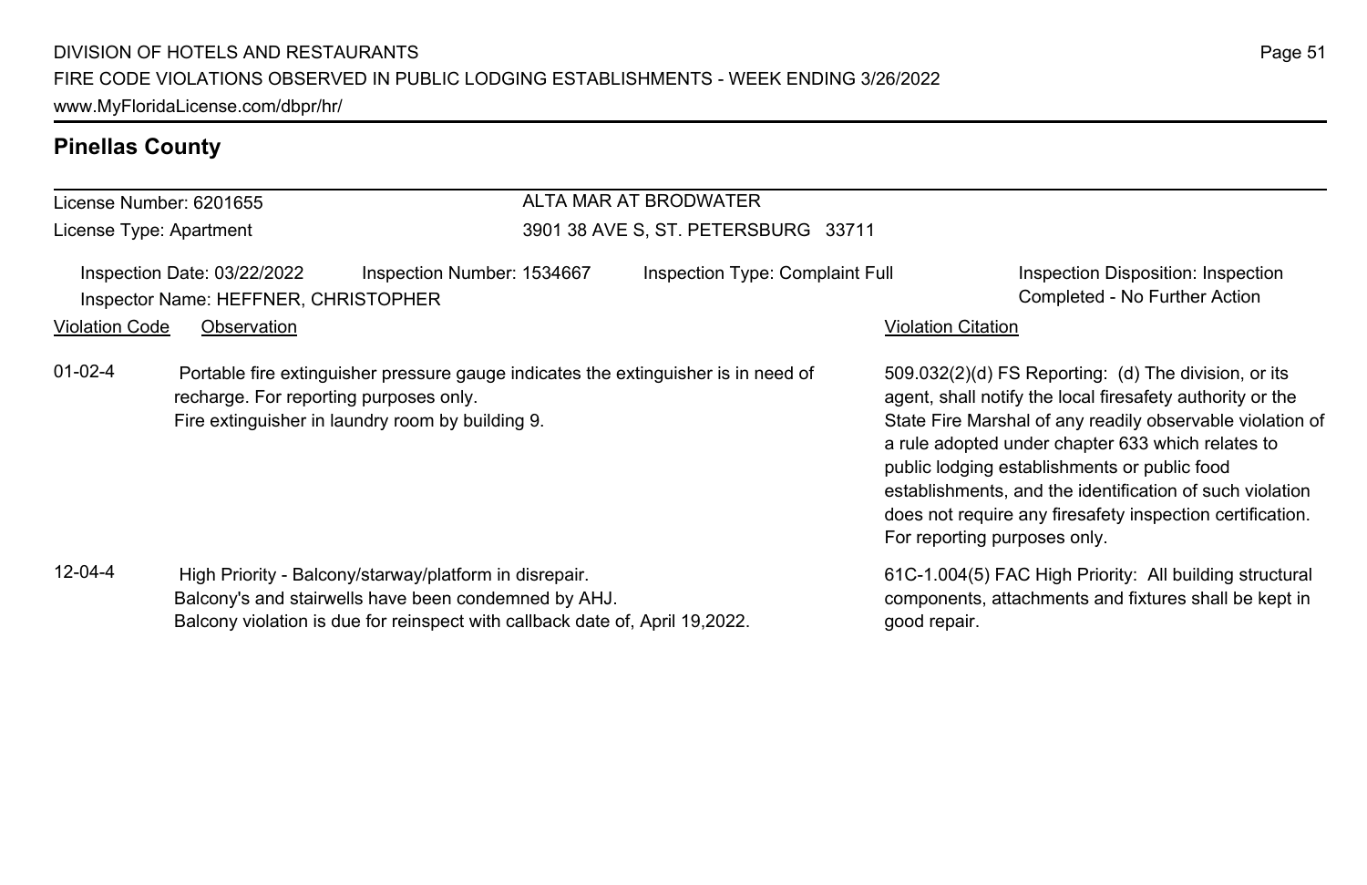## Pinellas County

License Number: 6201655
License Type: Apartment

ALTA MAR AT BRODWATER
3901 38 AVE S, ST. PETERSBURG 33711

Inspection Date: 03/22/2022 Inspection Number: 1534667 Inspection Type: Complaint Full
Inspector Name: HEFFNER, CHRISTOPHER
Inspection Disposition: Inspection Completed - No Further Action

| Violation Code | Observation | Violation Citation |
|---|---|---|
| 01-02-4 | Portable fire extinguisher pressure gauge indicates the extinguisher is in need of recharge. For reporting purposes only.<br>Fire extinguisher in laundry room by building 9. | 509.032(2)(d) FS Reporting: (d) The division, or its agent, shall notify the local firesafety authority or the State Fire Marshal of any readily observable violation of a rule adopted under chapter 633 which relates to public lodging establishments or public food establishments, and the identification of such violation does not require any firesafety inspection certification. For reporting purposes only. |
| 12-04-4 | High Priority - Balcony/starway/platform in disrepair.<br>Balcony's and stairwells have been condemned by AHJ.<br>Balcony violation is due for reinspect with callback date of, April 19,2022. | 61C-1.004(5) FAC High Priority: All building structural components, attachments and fixtures shall be kept in good repair. |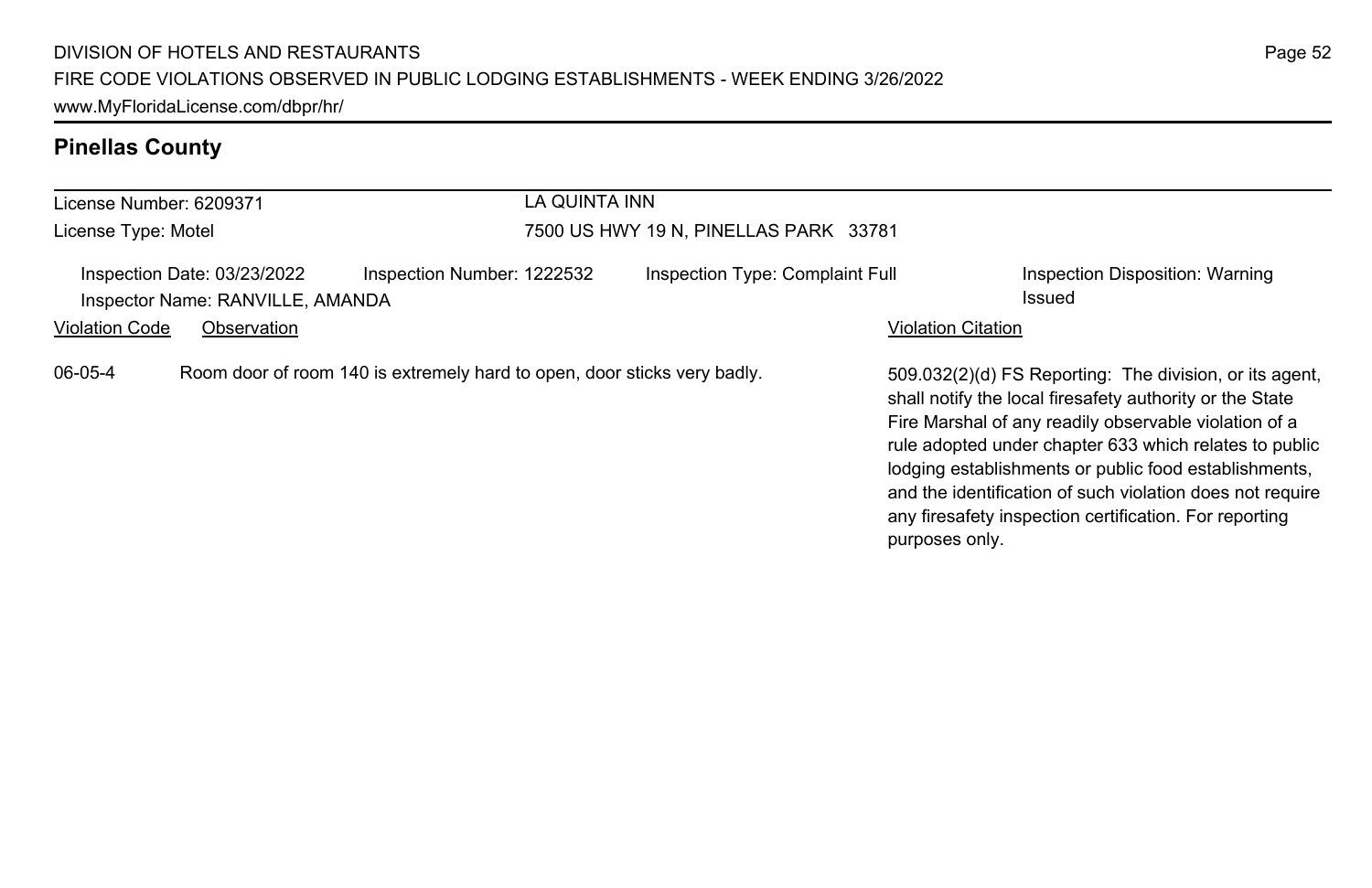## Pinellas County

License Number: 6209371
License Type: Motel

LA QUINTA INN
7500 US HWY 19 N, PINELLAS PARK 33781

Inspection Date: 03/23/2022
Inspector Name: RANVILLE, AMANDA
Inspection Number: 1222532
Inspection Type: Complaint Full
Inspection Disposition: Warning Issued

| Violation Code | Observation | Violation Citation |
| --- | --- | --- |
| 06-05-4 | Room door of room 140 is extremely hard to open, door sticks very badly. | 509.032(2)(d) FS Reporting: The division, or its agent, shall notify the local firesafety authority or the State Fire Marshal of any readily observable violation of a rule adopted under chapter 633 which relates to public lodging establishments or public food establishments, and the identification of such violation does not require any firesafety inspection certification. For reporting purposes only. |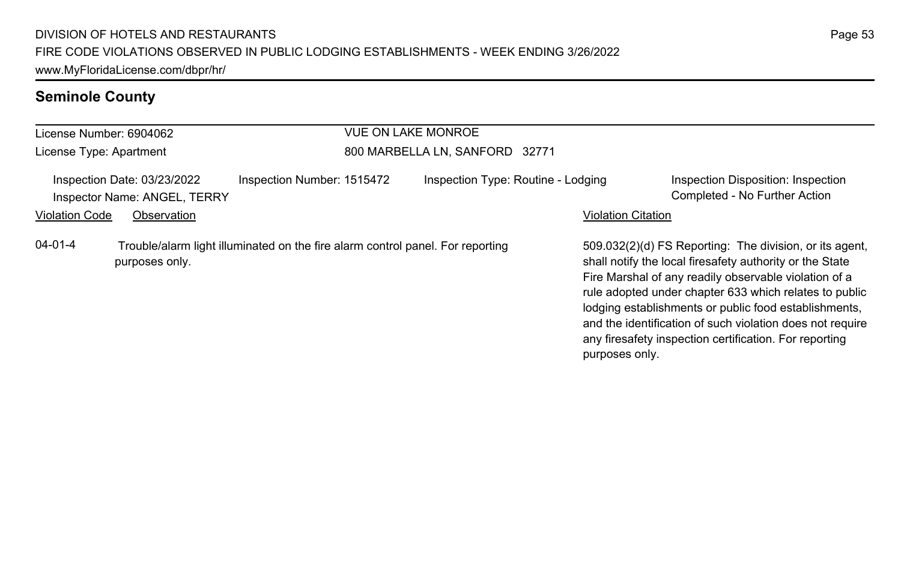## Seminole County

| License Number: 6904062 | VUE ON LAKE MONROE |
|---|---|
| License Type: Apartment | 800 MARBELLA LN, SANFORD 32771 |

| Inspection Date: 03/23/2022 | Inspection Number: 1515472 | Inspection Type: Routine - Lodging | Inspection Disposition: Inspection Completed - No Further Action |
|---|---|---|---|
| Inspector Name: ANGEL, TERRY | | | |

| Violation Code | Observation | Violation Citation |
|---|---|---|
| 04-01-4 | Trouble/alarm light illuminated on the fire alarm control panel. For reporting purposes only. | 509.032(2)(d) FS Reporting: The division, or its agent, shall notify the local firesafety authority or the State Fire Marshal of any readily observable violation of a rule adopted under chapter 633 which relates to public lodging establishments or public food establishments, and the identification of such violation does not require any firesafety inspection certification. For reporting purposes only. |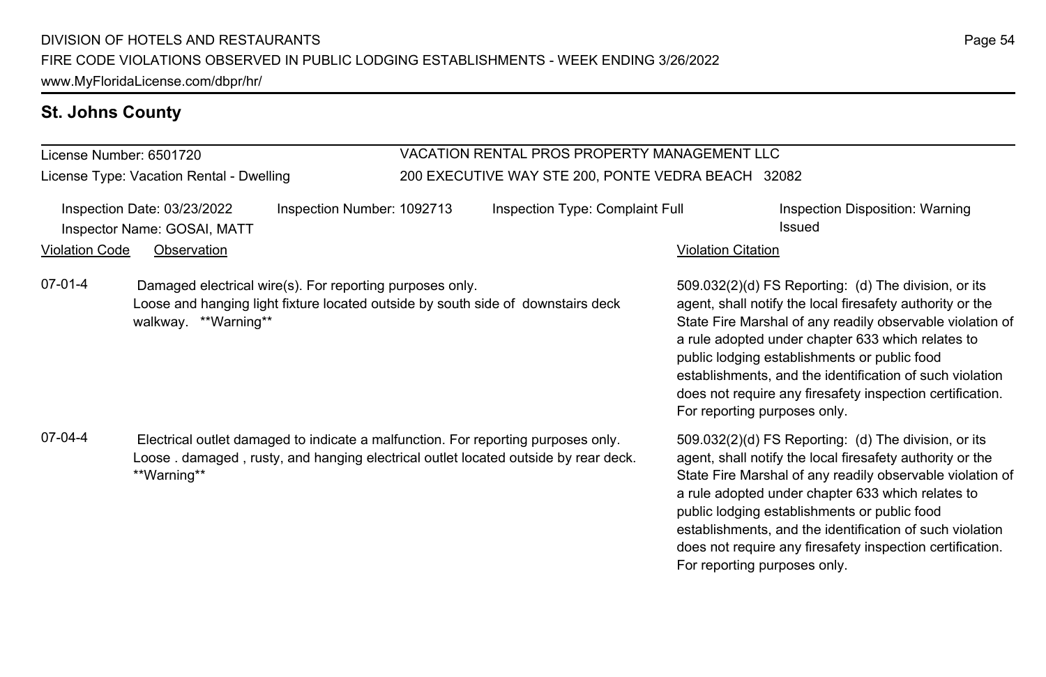## St. Johns County

License Number: 6501720
License Type: Vacation Rental - Dwelling

VACATION RENTAL PROS PROPERTY MANAGEMENT LLC
200 EXECUTIVE WAY STE 200, PONTE VEDRA BEACH 32082

Inspection Date: 03/23/2022
Inspector Name: GOSAI, MATT
Inspection Number: 1092713
Inspection Type: Complaint Full
Inspection Disposition: Warning Issued

| Violation Code | Observation | Violation Citation |
|---|---|---|
| 07-01-4 | Damaged electrical wire(s). For reporting purposes only. Loose and hanging light fixture located outside by south side of downstairs deck walkway. **Warning** | 509.032(2)(d) FS Reporting: (d) The division, or its agent, shall notify the local firesafety authority or the State Fire Marshal of any readily observable violation of a rule adopted under chapter 633 which relates to public lodging establishments or public food establishments, and the identification of such violation does not require any firesafety inspection certification. For reporting purposes only. |
| 07-04-4 | Electrical outlet damaged to indicate a malfunction. For reporting purposes only. Loose . damaged , rusty, and hanging electrical outlet located outside by rear deck. **Warning** | 509.032(2)(d) FS Reporting: (d) The division, or its agent, shall notify the local firesafety authority or the State Fire Marshal of any readily observable violation of a rule adopted under chapter 633 which relates to public lodging establishments or public food establishments, and the identification of such violation does not require any firesafety inspection certification. For reporting purposes only. |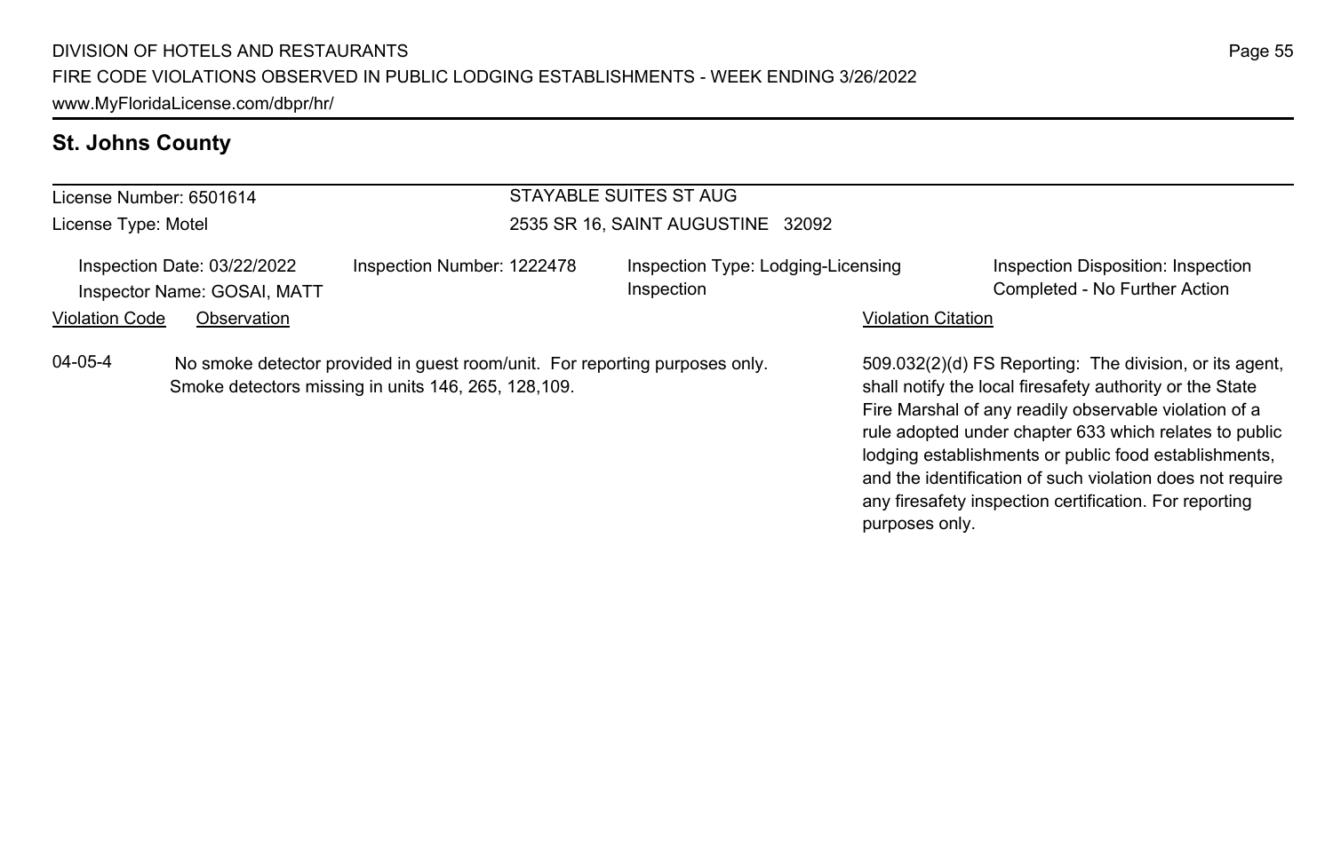## St. Johns County

License Number: 6501614

License Type: Motel

STAYABLE SUITES ST AUG

2535 SR 16, SAINT AUGUSTINE 32092

Inspection Date: 03/22/2022

Inspector Name: GOSAI, MATT

Inspection Number: 1222478

Inspection Type: Lodging-Licensing Inspection

Inspection Disposition: Inspection Completed - No Further Action

| Violation Code | Observation | Violation Citation |
|---|---|---|
| 04-05-4 | No smoke detector provided in guest room/unit. For reporting purposes only. Smoke detectors missing in units 146, 265, 128,109. | 509.032(2)(d) FS Reporting: The division, or its agent, shall notify the local firesafety authority or the State Fire Marshal of any readily observable violation of a rule adopted under chapter 633 which relates to public lodging establishments or public food establishments, and the identification of such violation does not require any firesafety inspection certification. For reporting purposes only. |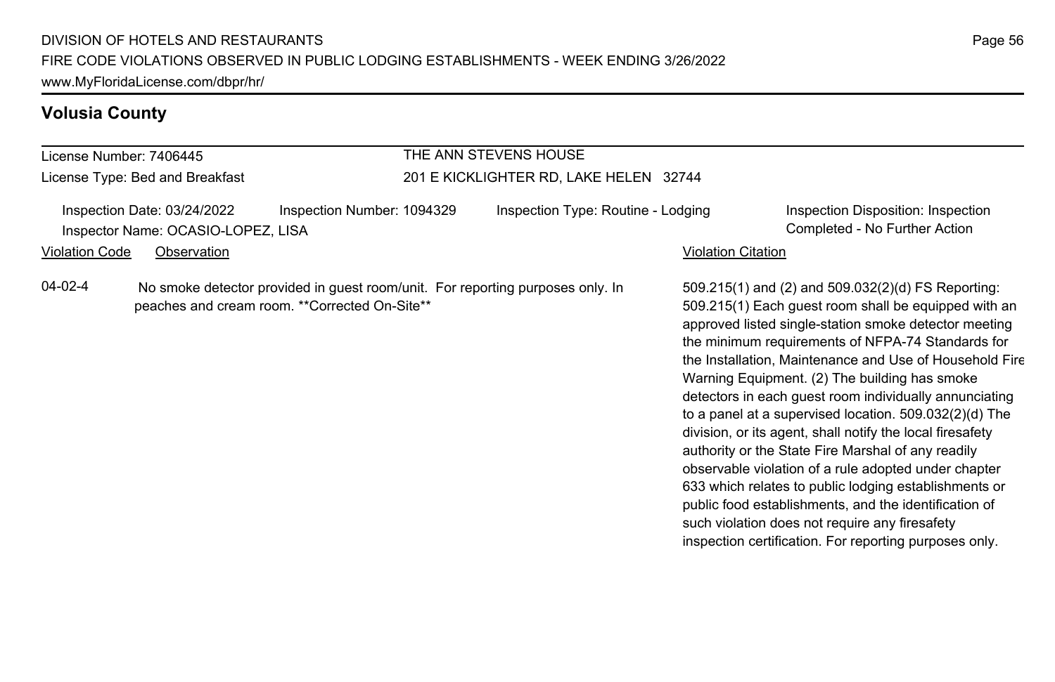## Volusia County

License Number: 7406445 — THE ANN STEVENS HOUSE

License Type: Bed and Breakfast — 201 E KICKLIGHTER RD, LAKE HELEN 32744

Inspection Date: 03/24/2022 | Inspection Number: 1094329 | Inspection Type: Routine - Lodging | Inspection Disposition: Inspection Completed - No Further Action

Inspector Name: OCASIO-LOPEZ, LISA

| Violation Code | Observation | Violation Citation |
| --- | --- | --- |
| 04-02-4 | No smoke detector provided in guest room/unit. For reporting purposes only. In peaches and cream room. **Corrected On-Site** | 509.215(1) and (2) and 509.032(2)(d) FS Reporting: 509.215(1) Each guest room shall be equipped with an approved listed single-station smoke detector meeting the minimum requirements of NFPA-74 Standards for the Installation, Maintenance and Use of Household Fire Warning Equipment. (2) The building has smoke detectors in each guest room individually annunciating to a panel at a supervised location. 509.032(2)(d) The division, or its agent, shall notify the local firesafety authority or the State Fire Marshal of any readily observable violation of a rule adopted under chapter 633 which relates to public lodging establishments or public food establishments, and the identification of such violation does not require any firesafety inspection certification. For reporting purposes only. |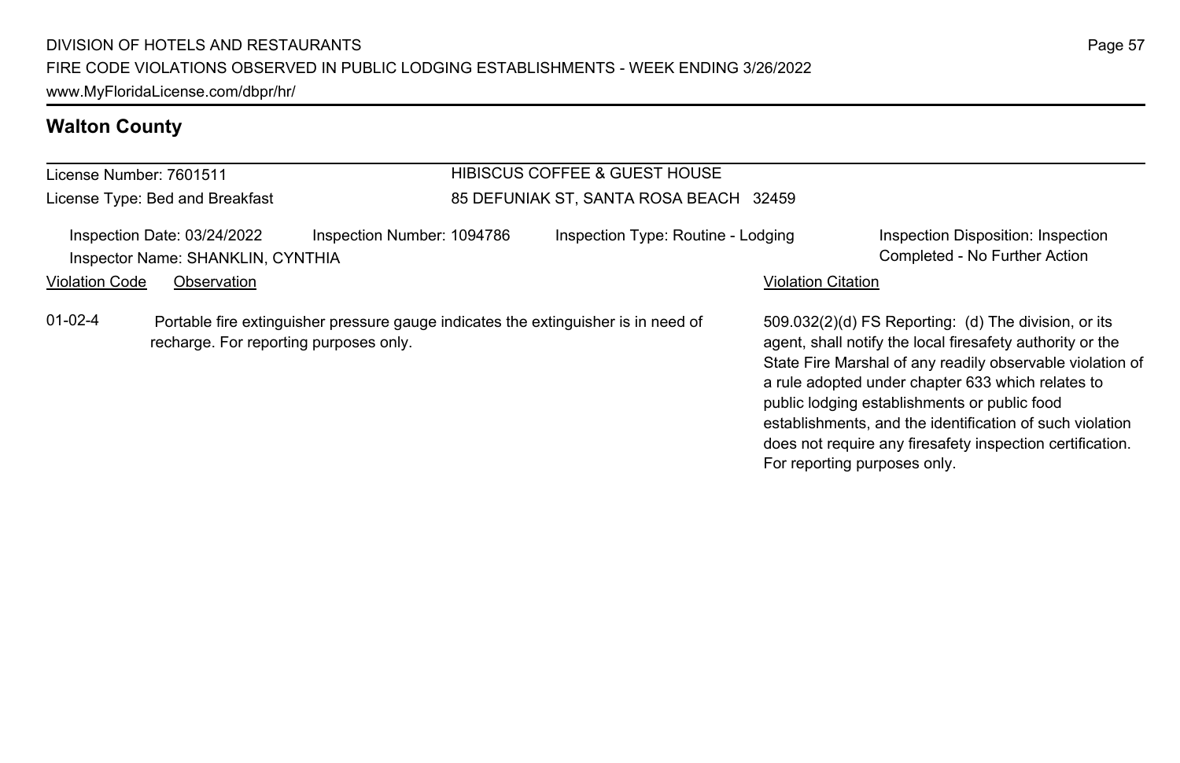## Walton County

License Number: 7601511

License Type: Bed and Breakfast

HIBISCUS COFFEE & GUEST HOUSE

85 DEFUNIAK ST, SANTA ROSA BEACH 32459

Inspection Date: 03/24/2022 | Inspection Number: 1094786 | Inspection Type: Routine - Lodging | Inspection Disposition: Inspection Completed - No Further Action

Inspector Name: SHANKLIN, CYNTHIA

| Violation Code | Observation | Violation Citation |
| --- | --- | --- |
| 01-02-4 | Portable fire extinguisher pressure gauge indicates the extinguisher is in need of recharge. For reporting purposes only. | 509.032(2)(d) FS Reporting: (d) The division, or its agent, shall notify the local firesafety authority or the State Fire Marshal of any readily observable violation of a rule adopted under chapter 633 which relates to public lodging establishments or public food establishments, and the identification of such violation does not require any firesafety inspection certification. For reporting purposes only. |